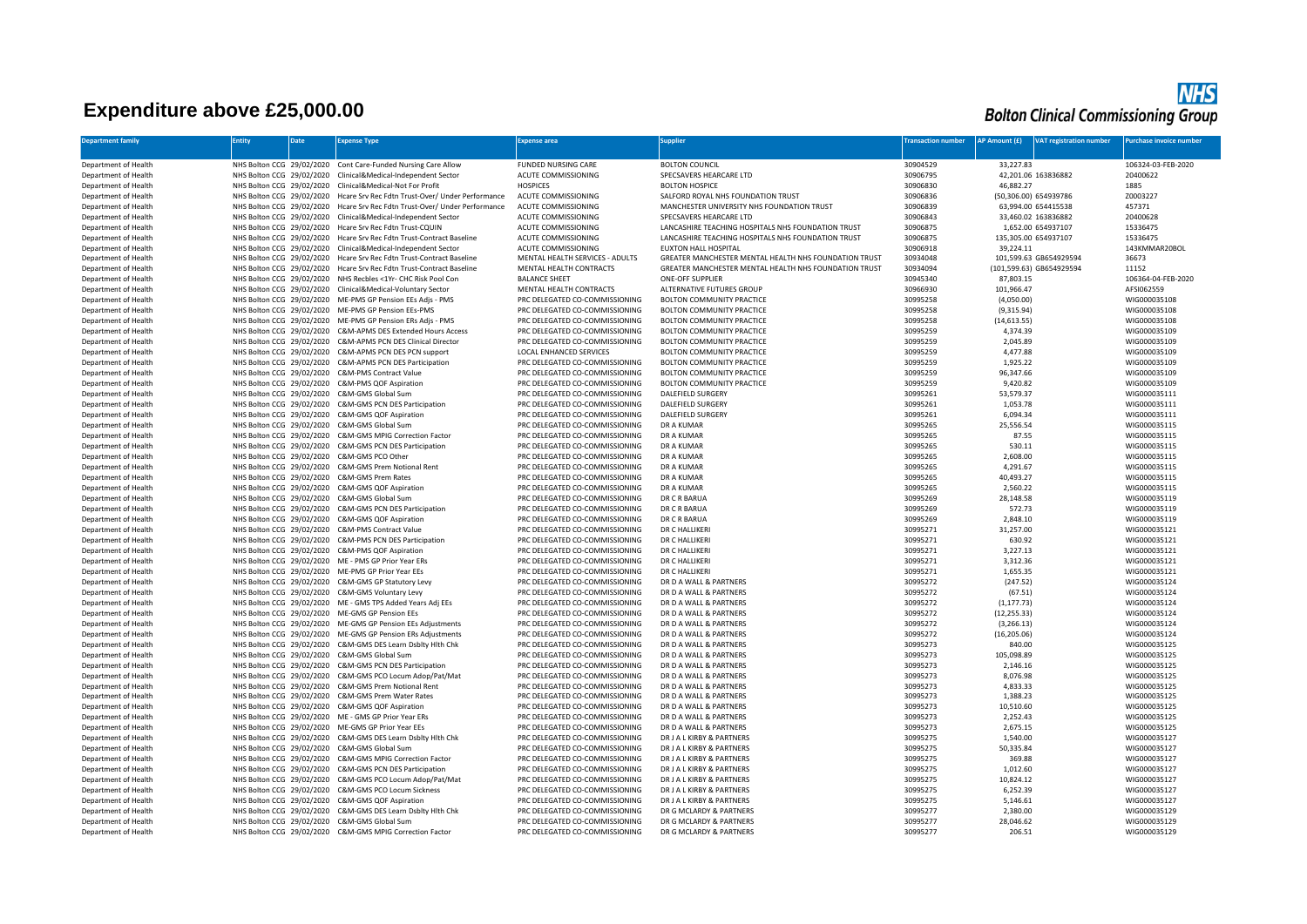# Expenditure above £25,000.00

**NHS Bolton Clinical Commissioning Group**

| Department family | Entity | Date | Expense Type | Expense area | Supplier | Transaction number | AP Amount (£) | VAT registration number | Purchase invoice number |
|---|---|---|---|---|---|---|---|---|---|
| Department of Health | NHS Bolton CCG | 29/02/2020 | Cont Care-Funded Nursing Care Allow | FUNDED NURSING CARE | BOLTON COUNCIL | 30904529 | 33,227.83 | | 106324-03-FEB-2020 |
| Department of Health | NHS Bolton CCG | 29/02/2020 | Clinical&Medical-Independent Sector | ACUTE COMMISSIONING | SPECSAVERS HEARCARE LTD | 30906795 | 42,201.06 | 163836882 | 20400622 |
| Department of Health | NHS Bolton CCG | 29/02/2020 | Clinical&Medical-Not For Profit | HOSPICES | BOLTON HOSPICE | 30906830 | 46,882.27 | | 1885 |
| Department of Health | NHS Bolton CCG | 29/02/2020 | Hcare Srv Rec Fdtn Trust-Over/ Under Performance | ACUTE COMMISSIONING | SALFORD ROYAL NHS FOUNDATION TRUST | 30906836 | (50,306.00) | 654939786 | Z0003227 |
| Department of Health | NHS Bolton CCG | 29/02/2020 | Hcare Srv Rec Fdtn Trust-Over/ Under Performance | ACUTE COMMISSIONING | MANCHESTER UNIVERSITY NHS FOUNDATION TRUST | 30906839 | 63,994.00 | 654415538 | 457371 |
| Department of Health | NHS Bolton CCG | 29/02/2020 | Clinical&Medical-Independent Sector | ACUTE COMMISSIONING | SPECSAVERS HEARCARE LTD | 30906843 | 33,460.02 | 163836882 | 20400628 |
| Department of Health | NHS Bolton CCG | 29/02/2020 | Hcare Srv Rec Fdtn Trust-CQUIN | ACUTE COMMISSIONING | LANCASHIRE TEACHING HOSPITALS NHS FOUNDATION TRUST | 30906875 | 1,652.00 | 654937107 | 15336475 |
| Department of Health | NHS Bolton CCG | 29/02/2020 | Hcare Srv Rec Fdtn Trust-Contract Baseline | ACUTE COMMISSIONING | LANCASHIRE TEACHING HOSPITALS NHS FOUNDATION TRUST | 30906875 | 135,305.00 | 654937107 | 15336475 |
| Department of Health | NHS Bolton CCG | 29/02/2020 | Clinical&Medical-Independent Sector | ACUTE COMMISSIONING | EUXTON HALL HOSPITAL | 30906918 | 39,224.11 | | 143KMMAR20BOL |
| Department of Health | NHS Bolton CCG | 29/02/2020 | Hcare Srv Rec Fdtn Trust-Contract Baseline | MENTAL HEALTH SERVICES - ADULTS | GREATER MANCHESTER MENTAL HEALTH NHS FOUNDATION TRUST | 30934048 | 101,599.63 | GB654929594 | 36673 |
| Department of Health | NHS Bolton CCG | 29/02/2020 | Hcare Srv Rec Fdtn Trust-Contract Baseline | MENTAL HEALTH CONTRACTS | GREATER MANCHESTER MENTAL HEALTH NHS FOUNDATION TRUST | 30934094 | (101,599.63) | GB654929594 | 11152 |
| Department of Health | NHS Bolton CCG | 29/02/2020 | NHS Recbles <1Yr- CHC Risk Pool Con | BALANCE SHEET | ONE-OFF SUPPLIER | 30945340 | 87,803.15 | | 106364-04-FEB-2020 |
| Department of Health | NHS Bolton CCG | 29/02/2020 | Clinical&Medical-Voluntary Sector | MENTAL HEALTH CONTRACTS | ALTERNATIVE FUTURES GROUP | 30966930 | 101,966.47 | | AFSI062559 |
| Department of Health | NHS Bolton CCG | 29/02/2020 | ME-PMS GP Pension EEs Adjs - PMS | PRC DELEGATED CO-COMMISSIONING | BOLTON COMMUNITY PRACTICE | 30995258 | (4,050.00) | | WIG000035108 |
| Department of Health | NHS Bolton CCG | 29/02/2020 | ME-PMS GP Pension EEs-PMS | PRC DELEGATED CO-COMMISSIONING | BOLTON COMMUNITY PRACTICE | 30995258 | (9,315.94) | | WIG000035108 |
| Department of Health | NHS Bolton CCG | 29/02/2020 | ME-PMS GP Pension ERs Adjs - PMS | PRC DELEGATED CO-COMMISSIONING | BOLTON COMMUNITY PRACTICE | 30995258 | (14,613.55) | | WIG000035108 |
| Department of Health | NHS Bolton CCG | 29/02/2020 | C&M-APMS DES Extended Hours Access | PRC DELEGATED CO-COMMISSIONING | BOLTON COMMUNITY PRACTICE | 30995259 | 4,374.39 | | WIG000035109 |
| Department of Health | NHS Bolton CCG | 29/02/2020 | C&M-APMS PCN DES Clinical Director | PRC DELEGATED CO-COMMISSIONING | BOLTON COMMUNITY PRACTICE | 30995259 | 2,045.89 | | WIG000035109 |
| Department of Health | NHS Bolton CCG | 29/02/2020 | C&M-APMS PCN DES PCN support | LOCAL ENHANCED SERVICES | BOLTON COMMUNITY PRACTICE | 30995259 | 4,477.88 | | WIG000035109 |
| Department of Health | NHS Bolton CCG | 29/02/2020 | C&M-APMS PCN DES Participation | PRC DELEGATED CO-COMMISSIONING | BOLTON COMMUNITY PRACTICE | 30995259 | 1,925.22 | | WIG000035109 |
| Department of Health | NHS Bolton CCG | 29/02/2020 | C&M-PMS Contract Value | PRC DELEGATED CO-COMMISSIONING | BOLTON COMMUNITY PRACTICE | 30995259 | 96,347.66 | | WIG000035109 |
| Department of Health | NHS Bolton CCG | 29/02/2020 | C&M-PMS QOF Aspiration | PRC DELEGATED CO-COMMISSIONING | BOLTON COMMUNITY PRACTICE | 30995259 | 9,420.82 | | WIG000035109 |
| Department of Health | NHS Bolton CCG | 29/02/2020 | C&M-GMS Global Sum | PRC DELEGATED CO-COMMISSIONING | DALEFIELD SURGERY | 30995261 | 53,579.37 | | WIG000035111 |
| Department of Health | NHS Bolton CCG | 29/02/2020 | C&M-GMS PCN DES Participation | PRC DELEGATED CO-COMMISSIONING | DALEFIELD SURGERY | 30995261 | 1,053.78 | | WIG000035111 |
| Department of Health | NHS Bolton CCG | 29/02/2020 | C&M-GMS QOF Aspiration | PRC DELEGATED CO-COMMISSIONING | DALEFIELD SURGERY | 30995261 | 6,094.34 | | WIG000035111 |
| Department of Health | NHS Bolton CCG | 29/02/2020 | C&M-GMS Global Sum | PRC DELEGATED CO-COMMISSIONING | DR A KUMAR | 30995265 | 25,556.54 | | WIG000035115 |
| Department of Health | NHS Bolton CCG | 29/02/2020 | C&M-GMS MPIG Correction Factor | PRC DELEGATED CO-COMMISSIONING | DR A KUMAR | 30995265 | 87.55 | | WIG000035115 |
| Department of Health | NHS Bolton CCG | 29/02/2020 | C&M-GMS PCN DES Participation | PRC DELEGATED CO-COMMISSIONING | DR A KUMAR | 30995265 | 530.11 | | WIG000035115 |
| Department of Health | NHS Bolton CCG | 29/02/2020 | C&M-GMS PCO Other | PRC DELEGATED CO-COMMISSIONING | DR A KUMAR | 30995265 | 2,608.00 | | WIG000035115 |
| Department of Health | NHS Bolton CCG | 29/02/2020 | C&M-GMS Prem Notional Rent | PRC DELEGATED CO-COMMISSIONING | DR A KUMAR | 30995265 | 4,291.67 | | WIG000035115 |
| Department of Health | NHS Bolton CCG | 29/02/2020 | C&M-GMS Prem Rates | PRC DELEGATED CO-COMMISSIONING | DR A KUMAR | 30995265 | 40,493.27 | | WIG000035115 |
| Department of Health | NHS Bolton CCG | 29/02/2020 | C&M-GMS QOF Aspiration | PRC DELEGATED CO-COMMISSIONING | DR A KUMAR | 30995265 | 2,560.22 | | WIG000035115 |
| Department of Health | NHS Bolton CCG | 29/02/2020 | C&M-GMS Global Sum | PRC DELEGATED CO-COMMISSIONING | DR C R BARUA | 30995269 | 28,148.58 | | WIG000035119 |
| Department of Health | NHS Bolton CCG | 29/02/2020 | C&M-GMS PCN DES Participation | PRC DELEGATED CO-COMMISSIONING | DR C R BARUA | 30995269 | 572.73 | | WIG000035119 |
| Department of Health | NHS Bolton CCG | 29/02/2020 | C&M-GMS QOF Aspiration | PRC DELEGATED CO-COMMISSIONING | DR C R BARUA | 30995269 | 2,848.10 | | WIG000035119 |
| Department of Health | NHS Bolton CCG | 29/02/2020 | C&M-PMS Contract Value | PRC DELEGATED CO-COMMISSIONING | DR C HALLIKERI | 30995271 | 31,257.00 | | WIG000035121 |
| Department of Health | NHS Bolton CCG | 29/02/2020 | C&M-PMS PCN DES Participation | PRC DELEGATED CO-COMMISSIONING | DR C HALLIKERI | 30995271 | 630.92 | | WIG000035121 |
| Department of Health | NHS Bolton CCG | 29/02/2020 | C&M-PMS QOF Aspiration | PRC DELEGATED CO-COMMISSIONING | DR C HALLIKERI | 30995271 | 3,227.13 | | WIG000035121 |
| Department of Health | NHS Bolton CCG | 29/02/2020 | ME - PMS GP Prior Year ERs | PRC DELEGATED CO-COMMISSIONING | DR C HALLIKERI | 30995271 | 3,312.36 | | WIG000035121 |
| Department of Health | NHS Bolton CCG | 29/02/2020 | ME-PMS GP Prior Year EEs | PRC DELEGATED CO-COMMISSIONING | DR C HALLIKERI | 30995271 | 1,655.35 | | WIG000035121 |
| Department of Health | NHS Bolton CCG | 29/02/2020 | C&M-GMS GP Statutory Levy | PRC DELEGATED CO-COMMISSIONING | DR D A WALL & PARTNERS | 30995272 | (247.52) | | WIG000035124 |
| Department of Health | NHS Bolton CCG | 29/02/2020 | C&M-GMS Voluntary Levy | PRC DELEGATED CO-COMMISSIONING | DR D A WALL & PARTNERS | 30995272 | (67.51) | | WIG000035124 |
| Department of Health | NHS Bolton CCG | 29/02/2020 | ME - GMS TPS Added Years Adj EEs | PRC DELEGATED CO-COMMISSIONING | DR D A WALL & PARTNERS | 30995272 | (1,177.73) | | WIG000035124 |
| Department of Health | NHS Bolton CCG | 29/02/2020 | ME-GMS GP Pension EEs | PRC DELEGATED CO-COMMISSIONING | DR D A WALL & PARTNERS | 30995272 | (12,255.33) | | WIG000035124 |
| Department of Health | NHS Bolton CCG | 29/02/2020 | ME-GMS GP Pension EEs Adjustments | PRC DELEGATED CO-COMMISSIONING | DR D A WALL & PARTNERS | 30995272 | (3,266.13) | | WIG000035124 |
| Department of Health | NHS Bolton CCG | 29/02/2020 | ME-GMS GP Pension ERs Adjustments | PRC DELEGATED CO-COMMISSIONING | DR D A WALL & PARTNERS | 30995272 | (16,205.06) | | WIG000035124 |
| Department of Health | NHS Bolton CCG | 29/02/2020 | C&M-GMS DES Learn Dsblty Hlth Chk | PRC DELEGATED CO-COMMISSIONING | DR D A WALL & PARTNERS | 30995273 | 840.00 | | WIG000035125 |
| Department of Health | NHS Bolton CCG | 29/02/2020 | C&M-GMS Global Sum | PRC DELEGATED CO-COMMISSIONING | DR D A WALL & PARTNERS | 30995273 | 105,098.89 | | WIG000035125 |
| Department of Health | NHS Bolton CCG | 29/02/2020 | C&M-GMS PCN DES Participation | PRC DELEGATED CO-COMMISSIONING | DR D A WALL & PARTNERS | 30995273 | 2,146.16 | | WIG000035125 |
| Department of Health | NHS Bolton CCG | 29/02/2020 | C&M-GMS PCO Locum Adop/Pat/Mat | PRC DELEGATED CO-COMMISSIONING | DR D A WALL & PARTNERS | 30995273 | 8,076.98 | | WIG000035125 |
| Department of Health | NHS Bolton CCG | 29/02/2020 | C&M-GMS Prem Notional Rent | PRC DELEGATED CO-COMMISSIONING | DR D A WALL & PARTNERS | 30995273 | 4,833.33 | | WIG000035125 |
| Department of Health | NHS Bolton CCG | 29/02/2020 | C&M-GMS Prem Water Rates | PRC DELEGATED CO-COMMISSIONING | DR D A WALL & PARTNERS | 30995273 | 1,388.23 | | WIG000035125 |
| Department of Health | NHS Bolton CCG | 29/02/2020 | C&M-GMS QOF Aspiration | PRC DELEGATED CO-COMMISSIONING | DR D A WALL & PARTNERS | 30995273 | 10,510.60 | | WIG000035125 |
| Department of Health | NHS Bolton CCG | 29/02/2020 | ME - GMS GP Prior Year ERs | PRC DELEGATED CO-COMMISSIONING | DR D A WALL & PARTNERS | 30995273 | 2,252.43 | | WIG000035125 |
| Department of Health | NHS Bolton CCG | 29/02/2020 | ME-GMS GP Prior Year EEs | PRC DELEGATED CO-COMMISSIONING | DR D A WALL & PARTNERS | 30995273 | 2,675.15 | | WIG000035125 |
| Department of Health | NHS Bolton CCG | 29/02/2020 | C&M-GMS DES Learn Dsblty Hlth Chk | PRC DELEGATED CO-COMMISSIONING | DR J A L KIRBY & PARTNERS | 30995275 | 1,540.00 | | WIG000035127 |
| Department of Health | NHS Bolton CCG | 29/02/2020 | C&M-GMS Global Sum | PRC DELEGATED CO-COMMISSIONING | DR J A L KIRBY & PARTNERS | 30995275 | 50,335.84 | | WIG000035127 |
| Department of Health | NHS Bolton CCG | 29/02/2020 | C&M-GMS MPIG Correction Factor | PRC DELEGATED CO-COMMISSIONING | DR J A L KIRBY & PARTNERS | 30995275 | 369.88 | | WIG000035127 |
| Department of Health | NHS Bolton CCG | 29/02/2020 | C&M-GMS PCN DES Participation | PRC DELEGATED CO-COMMISSIONING | DR J A L KIRBY & PARTNERS | 30995275 | 1,012.60 | | WIG000035127 |
| Department of Health | NHS Bolton CCG | 29/02/2020 | C&M-GMS PCO Locum Adop/Pat/Mat | PRC DELEGATED CO-COMMISSIONING | DR J A L KIRBY & PARTNERS | 30995275 | 10,824.12 | | WIG000035127 |
| Department of Health | NHS Bolton CCG | 29/02/2020 | C&M-GMS PCO Locum Sickness | PRC DELEGATED CO-COMMISSIONING | DR J A L KIRBY & PARTNERS | 30995275 | 6,252.39 | | WIG000035127 |
| Department of Health | NHS Bolton CCG | 29/02/2020 | C&M-GMS QOF Aspiration | PRC DELEGATED CO-COMMISSIONING | DR J A L KIRBY & PARTNERS | 30995275 | 5,146.61 | | WIG000035127 |
| Department of Health | NHS Bolton CCG | 29/02/2020 | C&M-GMS DES Learn Dsblty Hlth Chk | PRC DELEGATED CO-COMMISSIONING | DR G MCLARDY & PARTNERS | 30995277 | 2,380.00 | | WIG000035129 |
| Department of Health | NHS Bolton CCG | 29/02/2020 | C&M-GMS Global Sum | PRC DELEGATED CO-COMMISSIONING | DR G MCLARDY & PARTNERS | 30995277 | 28,046.62 | | WIG000035129 |
| Department of Health | NHS Bolton CCG | 29/02/2020 | C&M-GMS MPIG Correction Factor | PRC DELEGATED CO-COMMISSIONING | DR G MCLARDY & PARTNERS | 30995277 | 206.51 | | WIG000035129 |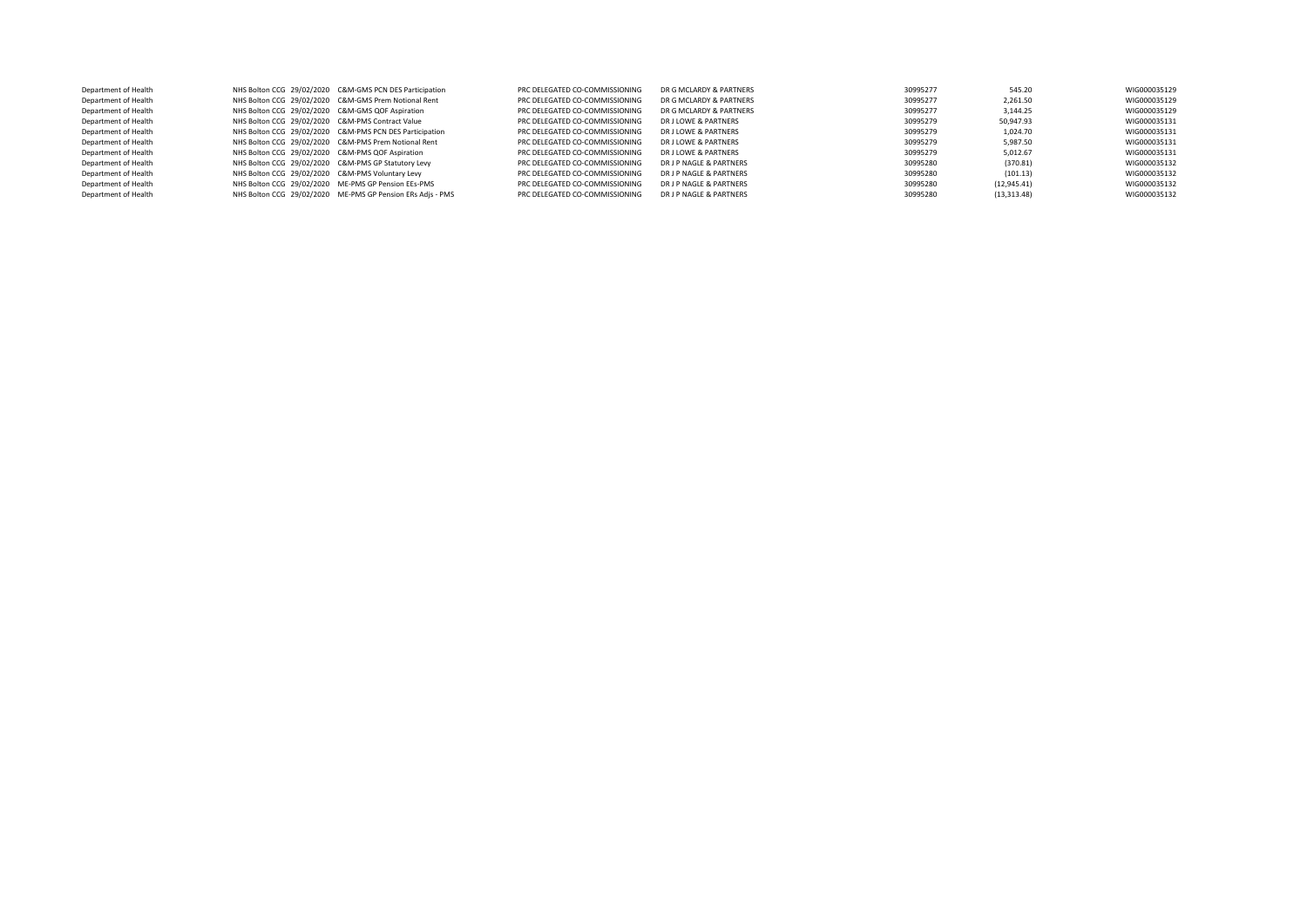| | | | | | | | | |
|---|---|---|---|---|---|---|---|---|
| Department of Health | NHS Bolton CCG | 29/02/2020 | C&M-GMS PCN DES Participation | PRC DELEGATED CO-COMMISSIONING | DR G MCLARDY & PARTNERS | 30995277 | 545.20 | WIG000035129 |
| Department of Health | NHS Bolton CCG | 29/02/2020 | C&M-GMS Prem Notional Rent | PRC DELEGATED CO-COMMISSIONING | DR G MCLARDY & PARTNERS | 30995277 | 2,261.50 | WIG000035129 |
| Department of Health | NHS Bolton CCG | 29/02/2020 | C&M-GMS QOF Aspiration | PRC DELEGATED CO-COMMISSIONING | DR G MCLARDY & PARTNERS | 30995277 | 3,144.25 | WIG000035129 |
| Department of Health | NHS Bolton CCG | 29/02/2020 | C&M-PMS Contract Value | PRC DELEGATED CO-COMMISSIONING | DR J LOWE & PARTNERS | 30995279 | 50,947.93 | WIG000035131 |
| Department of Health | NHS Bolton CCG | 29/02/2020 | C&M-PMS PCN DES Participation | PRC DELEGATED CO-COMMISSIONING | DR J LOWE & PARTNERS | 30995279 | 1,024.70 | WIG000035131 |
| Department of Health | NHS Bolton CCG | 29/02/2020 | C&M-PMS Prem Notional Rent | PRC DELEGATED CO-COMMISSIONING | DR J LOWE & PARTNERS | 30995279 | 5,987.50 | WIG000035131 |
| Department of Health | NHS Bolton CCG | 29/02/2020 | C&M-PMS QOF Aspiration | PRC DELEGATED CO-COMMISSIONING | DR J LOWE & PARTNERS | 30995279 | 5,012.67 | WIG000035131 |
| Department of Health | NHS Bolton CCG | 29/02/2020 | C&M-PMS GP Statutory Levy | PRC DELEGATED CO-COMMISSIONING | DR J P NAGLE & PARTNERS | 30995280 | (370.81) | WIG000035132 |
| Department of Health | NHS Bolton CCG | 29/02/2020 | C&M-PMS Voluntary Levy | PRC DELEGATED CO-COMMISSIONING | DR J P NAGLE & PARTNERS | 30995280 | (101.13) | WIG000035132 |
| Department of Health | NHS Bolton CCG | 29/02/2020 | ME-PMS GP Pension EEs-PMS | PRC DELEGATED CO-COMMISSIONING | DR J P NAGLE & PARTNERS | 30995280 | (12,945.41) | WIG000035132 |
| Department of Health | NHS Bolton CCG | 29/02/2020 | ME-PMS GP Pension ERs Adjs - PMS | PRC DELEGATED CO-COMMISSIONING | DR J P NAGLE & PARTNERS | 30995280 | (13,313.48) | WIG000035132 |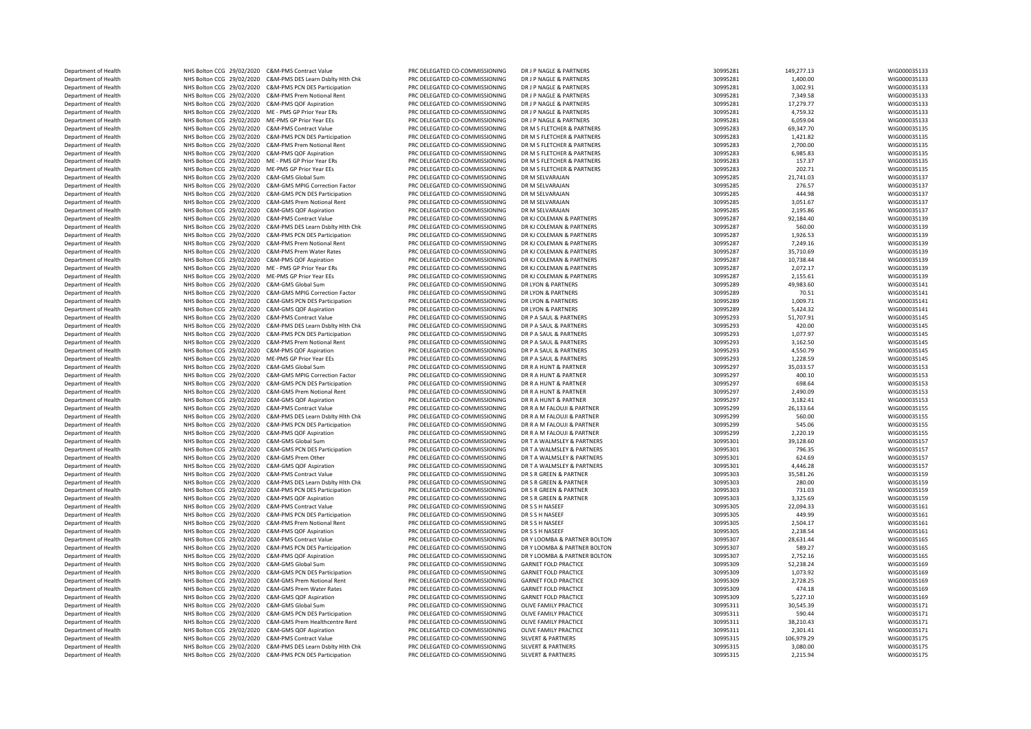| | | | | | | | | |
|---|---|---|---|---|---|---|---|---|
| Department of Health | NHS Bolton CCG | 29/02/2020 | C&M-PMS Contract Value | PRC DELEGATED CO-COMMISSIONING | DR J P NAGLE & PARTNERS | 30995281 | 149,277.13 | WIG000035133 |
| Department of Health | NHS Bolton CCG | 29/02/2020 | C&M-PMS DES Learn Dsblty Hlth Chk | PRC DELEGATED CO-COMMISSIONING | DR J P NAGLE & PARTNERS | 30995281 | 1,400.00 | WIG000035133 |
| Department of Health | NHS Bolton CCG | 29/02/2020 | C&M-PMS PCN DES Participation | PRC DELEGATED CO-COMMISSIONING | DR J P NAGLE & PARTNERS | 30995281 | 3,002.91 | WIG000035133 |
| Department of Health | NHS Bolton CCG | 29/02/2020 | C&M-PMS Prem Notional Rent | PRC DELEGATED CO-COMMISSIONING | DR J P NAGLE & PARTNERS | 30995281 | 7,349.58 | WIG000035133 |
| Department of Health | NHS Bolton CCG | 29/02/2020 | C&M-PMS QOF Aspiration | PRC DELEGATED CO-COMMISSIONING | DR J P NAGLE & PARTNERS | 30995281 | 17,279.77 | WIG000035133 |
| Department of Health | NHS Bolton CCG | 29/02/2020 | ME - PMS GP Prior Year ERs | PRC DELEGATED CO-COMMISSIONING | DR J P NAGLE & PARTNERS | 30995281 | 4,759.32 | WIG000035133 |
| Department of Health | NHS Bolton CCG | 29/02/2020 | ME-PMS GP Prior Year EEs | PRC DELEGATED CO-COMMISSIONING | DR J P NAGLE & PARTNERS | 30995281 | 6,059.04 | WIG000035133 |
| Department of Health | NHS Bolton CCG | 29/02/2020 | C&M-PMS Contract Value | PRC DELEGATED CO-COMMISSIONING | DR M S FLETCHER & PARTNERS | 30995283 | 69,347.70 | WIG000035135 |
| Department of Health | NHS Bolton CCG | 29/02/2020 | C&M-PMS PCN DES Participation | PRC DELEGATED CO-COMMISSIONING | DR M S FLETCHER & PARTNERS | 30995283 | 1,421.82 | WIG000035135 |
| Department of Health | NHS Bolton CCG | 29/02/2020 | C&M-PMS Prem Notional Rent | PRC DELEGATED CO-COMMISSIONING | DR M S FLETCHER & PARTNERS | 30995283 | 2,700.00 | WIG000035135 |
| Department of Health | NHS Bolton CCG | 29/02/2020 | C&M-PMS QOF Aspiration | PRC DELEGATED CO-COMMISSIONING | DR M S FLETCHER & PARTNERS | 30995283 | 6,985.83 | WIG000035135 |
| Department of Health | NHS Bolton CCG | 29/02/2020 | ME - PMS GP Prior Year ERs | PRC DELEGATED CO-COMMISSIONING | DR M S FLETCHER & PARTNERS | 30995283 | 157.37 | WIG000035135 |
| Department of Health | NHS Bolton CCG | 29/02/2020 | ME-PMS GP Prior Year EEs | PRC DELEGATED CO-COMMISSIONING | DR M S FLETCHER & PARTNERS | 30995283 | 202.71 | WIG000035135 |
| Department of Health | NHS Bolton CCG | 29/02/2020 | C&M-GMS Global Sum | PRC DELEGATED CO-COMMISSIONING | DR M SELVARAJAN | 30995285 | 21,741.03 | WIG000035137 |
| Department of Health | NHS Bolton CCG | 29/02/2020 | C&M-GMS MPIG Correction Factor | PRC DELEGATED CO-COMMISSIONING | DR M SELVARAJAN | 30995285 | 276.57 | WIG000035137 |
| Department of Health | NHS Bolton CCG | 29/02/2020 | C&M-GMS PCN DES Participation | PRC DELEGATED CO-COMMISSIONING | DR M SELVARAJAN | 30995285 | 444.98 | WIG000035137 |
| Department of Health | NHS Bolton CCG | 29/02/2020 | C&M-GMS Prem Notional Rent | PRC DELEGATED CO-COMMISSIONING | DR M SELVARAJAN | 30995285 | 3,051.67 | WIG000035137 |
| Department of Health | NHS Bolton CCG | 29/02/2020 | C&M-GMS QOF Aspiration | PRC DELEGATED CO-COMMISSIONING | DR M SELVARAJAN | 30995285 | 2,195.86 | WIG000035137 |
| Department of Health | NHS Bolton CCG | 29/02/2020 | C&M-PMS Contract Value | PRC DELEGATED CO-COMMISSIONING | DR KJ COLEMAN & PARTNERS | 30995287 | 92,184.40 | WIG000035139 |
| Department of Health | NHS Bolton CCG | 29/02/2020 | C&M-PMS DES Learn Dsblty Hlth Chk | PRC DELEGATED CO-COMMISSIONING | DR KJ COLEMAN & PARTNERS | 30995287 | 560.00 | WIG000035139 |
| Department of Health | NHS Bolton CCG | 29/02/2020 | C&M-PMS PCN DES Participation | PRC DELEGATED CO-COMMISSIONING | DR KJ COLEMAN & PARTNERS | 30995287 | 1,926.53 | WIG000035139 |
| Department of Health | NHS Bolton CCG | 29/02/2020 | C&M-PMS Prem Notional Rent | PRC DELEGATED CO-COMMISSIONING | DR KJ COLEMAN & PARTNERS | 30995287 | 7,249.16 | WIG000035139 |
| Department of Health | NHS Bolton CCG | 29/02/2020 | C&M-PMS Prem Water Rates | PRC DELEGATED CO-COMMISSIONING | DR KJ COLEMAN & PARTNERS | 30995287 | 35,710.69 | WIG000035139 |
| Department of Health | NHS Bolton CCG | 29/02/2020 | C&M-PMS QOF Aspiration | PRC DELEGATED CO-COMMISSIONING | DR KJ COLEMAN & PARTNERS | 30995287 | 10,738.44 | WIG000035139 |
| Department of Health | NHS Bolton CCG | 29/02/2020 | ME - PMS GP Prior Year ERs | PRC DELEGATED CO-COMMISSIONING | DR KJ COLEMAN & PARTNERS | 30995287 | 2,072.17 | WIG000035139 |
| Department of Health | NHS Bolton CCG | 29/02/2020 | ME-PMS GP Prior Year EEs | PRC DELEGATED CO-COMMISSIONING | DR KJ COLEMAN & PARTNERS | 30995287 | 2,155.61 | WIG000035139 |
| Department of Health | NHS Bolton CCG | 29/02/2020 | C&M-GMS Global Sum | PRC DELEGATED CO-COMMISSIONING | DR LYON & PARTNERS | 30995289 | 49,983.60 | WIG000035141 |
| Department of Health | NHS Bolton CCG | 29/02/2020 | C&M-GMS MPIG Correction Factor | PRC DELEGATED CO-COMMISSIONING | DR LYON & PARTNERS | 30995289 | 70.51 | WIG000035141 |
| Department of Health | NHS Bolton CCG | 29/02/2020 | C&M-GMS PCN DES Participation | PRC DELEGATED CO-COMMISSIONING | DR LYON & PARTNERS | 30995289 | 1,009.71 | WIG000035141 |
| Department of Health | NHS Bolton CCG | 29/02/2020 | C&M-GMS QOF Aspiration | PRC DELEGATED CO-COMMISSIONING | DR LYON & PARTNERS | 30995289 | 5,424.32 | WIG000035141 |
| Department of Health | NHS Bolton CCG | 29/02/2020 | C&M-PMS Contract Value | PRC DELEGATED CO-COMMISSIONING | DR P A SAUL & PARTNERS | 30995293 | 51,707.91 | WIG000035145 |
| Department of Health | NHS Bolton CCG | 29/02/2020 | C&M-PMS DES Learn Dsblty Hlth Chk | PRC DELEGATED CO-COMMISSIONING | DR P A SAUL & PARTNERS | 30995293 | 420.00 | WIG000035145 |
| Department of Health | NHS Bolton CCG | 29/02/2020 | C&M-PMS PCN DES Participation | PRC DELEGATED CO-COMMISSIONING | DR P A SAUL & PARTNERS | 30995293 | 1,077.97 | WIG000035145 |
| Department of Health | NHS Bolton CCG | 29/02/2020 | C&M-PMS Prem Notional Rent | PRC DELEGATED CO-COMMISSIONING | DR P A SAUL & PARTNERS | 30995293 | 3,162.50 | WIG000035145 |
| Department of Health | NHS Bolton CCG | 29/02/2020 | C&M-PMS QOF Aspiration | PRC DELEGATED CO-COMMISSIONING | DR P A SAUL & PARTNERS | 30995293 | 4,550.79 | WIG000035145 |
| Department of Health | NHS Bolton CCG | 29/02/2020 | ME-PMS GP Prior Year EEs | PRC DELEGATED CO-COMMISSIONING | DR P A SAUL & PARTNERS | 30995293 | 1,228.59 | WIG000035145 |
| Department of Health | NHS Bolton CCG | 29/02/2020 | C&M-GMS Global Sum | PRC DELEGATED CO-COMMISSIONING | DR R A HUNT & PARTNER | 30995297 | 35,033.57 | WIG000035153 |
| Department of Health | NHS Bolton CCG | 29/02/2020 | C&M-GMS MPIG Correction Factor | PRC DELEGATED CO-COMMISSIONING | DR R A HUNT & PARTNER | 30995297 | 400.10 | WIG000035153 |
| Department of Health | NHS Bolton CCG | 29/02/2020 | C&M-GMS PCN DES Participation | PRC DELEGATED CO-COMMISSIONING | DR R A HUNT & PARTNER | 30995297 | 698.64 | WIG000035153 |
| Department of Health | NHS Bolton CCG | 29/02/2020 | C&M-GMS Prem Notional Rent | PRC DELEGATED CO-COMMISSIONING | DR R A HUNT & PARTNER | 30995297 | 2,490.09 | WIG000035153 |
| Department of Health | NHS Bolton CCG | 29/02/2020 | C&M-GMS QOF Aspiration | PRC DELEGATED CO-COMMISSIONING | DR R A HUNT & PARTNER | 30995297 | 3,182.41 | WIG000035153 |
| Department of Health | NHS Bolton CCG | 29/02/2020 | C&M-PMS Contract Value | PRC DELEGATED CO-COMMISSIONING | DR R A M FALOUJI & PARTNER | 30995299 | 26,133.64 | WIG000035155 |
| Department of Health | NHS Bolton CCG | 29/02/2020 | C&M-PMS DES Learn Dsblty Hlth Chk | PRC DELEGATED CO-COMMISSIONING | DR R A M FALOUJI & PARTNER | 30995299 | 560.00 | WIG000035155 |
| Department of Health | NHS Bolton CCG | 29/02/2020 | C&M-PMS PCN DES Participation | PRC DELEGATED CO-COMMISSIONING | DR R A M FALOUJI & PARTNER | 30995299 | 545.06 | WIG000035155 |
| Department of Health | NHS Bolton CCG | 29/02/2020 | C&M-PMS QOF Aspiration | PRC DELEGATED CO-COMMISSIONING | DR R A M FALOUJI & PARTNER | 30995299 | 2,220.19 | WIG000035155 |
| Department of Health | NHS Bolton CCG | 29/02/2020 | C&M-GMS Global Sum | PRC DELEGATED CO-COMMISSIONING | DR T A WALMSLEY & PARTNERS | 30995301 | 39,128.60 | WIG000035157 |
| Department of Health | NHS Bolton CCG | 29/02/2020 | C&M-GMS PCN DES Participation | PRC DELEGATED CO-COMMISSIONING | DR T A WALMSLEY & PARTNERS | 30995301 | 796.35 | WIG000035157 |
| Department of Health | NHS Bolton CCG | 29/02/2020 | C&M-GMS Prem Other | PRC DELEGATED CO-COMMISSIONING | DR T A WALMSLEY & PARTNERS | 30995301 | 624.69 | WIG000035157 |
| Department of Health | NHS Bolton CCG | 29/02/2020 | C&M-GMS QOF Aspiration | PRC DELEGATED CO-COMMISSIONING | DR T A WALMSLEY & PARTNERS | 30995301 | 4,446.28 | WIG000035157 |
| Department of Health | NHS Bolton CCG | 29/02/2020 | C&M-PMS Contract Value | PRC DELEGATED CO-COMMISSIONING | DR S R GREEN & PARTNER | 30995303 | 35,581.26 | WIG000035159 |
| Department of Health | NHS Bolton CCG | 29/02/2020 | C&M-PMS DES Learn Dsblty Hlth Chk | PRC DELEGATED CO-COMMISSIONING | DR S R GREEN & PARTNER | 30995303 | 280.00 | WIG000035159 |
| Department of Health | NHS Bolton CCG | 29/02/2020 | C&M-PMS PCN DES Participation | PRC DELEGATED CO-COMMISSIONING | DR S R GREEN & PARTNER | 30995303 | 731.03 | WIG000035159 |
| Department of Health | NHS Bolton CCG | 29/02/2020 | C&M-PMS QOF Aspiration | PRC DELEGATED CO-COMMISSIONING | DR S R GREEN & PARTNER | 30995303 | 3,325.69 | WIG000035159 |
| Department of Health | NHS Bolton CCG | 29/02/2020 | C&M-PMS Contract Value | PRC DELEGATED CO-COMMISSIONING | DR S S H NASEEF | 30995305 | 22,094.33 | WIG000035161 |
| Department of Health | NHS Bolton CCG | 29/02/2020 | C&M-PMS PCN DES Participation | PRC DELEGATED CO-COMMISSIONING | DR S S H NASEEF | 30995305 | 449.99 | WIG000035161 |
| Department of Health | NHS Bolton CCG | 29/02/2020 | C&M-PMS Prem Notional Rent | PRC DELEGATED CO-COMMISSIONING | DR S S H NASEEF | 30995305 | 2,504.17 | WIG000035161 |
| Department of Health | NHS Bolton CCG | 29/02/2020 | C&M-PMS QOF Aspiration | PRC DELEGATED CO-COMMISSIONING | DR S S H NASEEF | 30995305 | 2,238.54 | WIG000035161 |
| Department of Health | NHS Bolton CCG | 29/02/2020 | C&M-PMS Contract Value | PRC DELEGATED CO-COMMISSIONING | DR Y LOOMBA & PARTNER BOLTON | 30995307 | 28,631.44 | WIG000035165 |
| Department of Health | NHS Bolton CCG | 29/02/2020 | C&M-PMS PCN DES Participation | PRC DELEGATED CO-COMMISSIONING | DR Y LOOMBA & PARTNER BOLTON | 30995307 | 589.27 | WIG000035165 |
| Department of Health | NHS Bolton CCG | 29/02/2020 | C&M-PMS QOF Aspiration | PRC DELEGATED CO-COMMISSIONING | DR Y LOOMBA & PARTNER BOLTON | 30995307 | 2,752.16 | WIG000035165 |
| Department of Health | NHS Bolton CCG | 29/02/2020 | C&M-GMS Global Sum | PRC DELEGATED CO-COMMISSIONING | GARNET FOLD PRACTICE | 30995309 | 52,238.24 | WIG000035169 |
| Department of Health | NHS Bolton CCG | 29/02/2020 | C&M-GMS PCN DES Participation | PRC DELEGATED CO-COMMISSIONING | GARNET FOLD PRACTICE | 30995309 | 1,073.92 | WIG000035169 |
| Department of Health | NHS Bolton CCG | 29/02/2020 | C&M-GMS Prem Notional Rent | PRC DELEGATED CO-COMMISSIONING | GARNET FOLD PRACTICE | 30995309 | 2,728.25 | WIG000035169 |
| Department of Health | NHS Bolton CCG | 29/02/2020 | C&M-GMS Prem Water Rates | PRC DELEGATED CO-COMMISSIONING | GARNET FOLD PRACTICE | 30995309 | 474.18 | WIG000035169 |
| Department of Health | NHS Bolton CCG | 29/02/2020 | C&M-GMS QOF Aspiration | PRC DELEGATED CO-COMMISSIONING | GARNET FOLD PRACTICE | 30995309 | 5,227.10 | WIG000035169 |
| Department of Health | NHS Bolton CCG | 29/02/2020 | C&M-GMS Global Sum | PRC DELEGATED CO-COMMISSIONING | OLIVE FAMILY PRACTICE | 30995311 | 30,545.39 | WIG000035171 |
| Department of Health | NHS Bolton CCG | 29/02/2020 | C&M-GMS PCN DES Participation | PRC DELEGATED CO-COMMISSIONING | OLIVE FAMILY PRACTICE | 30995311 | 590.44 | WIG000035171 |
| Department of Health | NHS Bolton CCG | 29/02/2020 | C&M-GMS Prem Healthcentre Rent | PRC DELEGATED CO-COMMISSIONING | OLIVE FAMILY PRACTICE | 30995311 | 38,210.43 | WIG000035171 |
| Department of Health | NHS Bolton CCG | 29/02/2020 | C&M-GMS QOF Aspiration | PRC DELEGATED CO-COMMISSIONING | OLIVE FAMILY PRACTICE | 30995311 | 2,301.41 | WIG000035171 |
| Department of Health | NHS Bolton CCG | 29/02/2020 | C&M-PMS Contract Value | PRC DELEGATED CO-COMMISSIONING | SILVERT & PARTNERS | 30995315 | 106,979.29 | WIG000035175 |
| Department of Health | NHS Bolton CCG | 29/02/2020 | C&M-PMS DES Learn Dsblty Hlth Chk | PRC DELEGATED CO-COMMISSIONING | SILVERT & PARTNERS | 30995315 | 3,080.00 | WIG000035175 |
| Department of Health | NHS Bolton CCG | 29/02/2020 | C&M-PMS PCN DES Participation | PRC DELEGATED CO-COMMISSIONING | SILVERT & PARTNERS | 30995315 | 2,215.94 | WIG000035175 |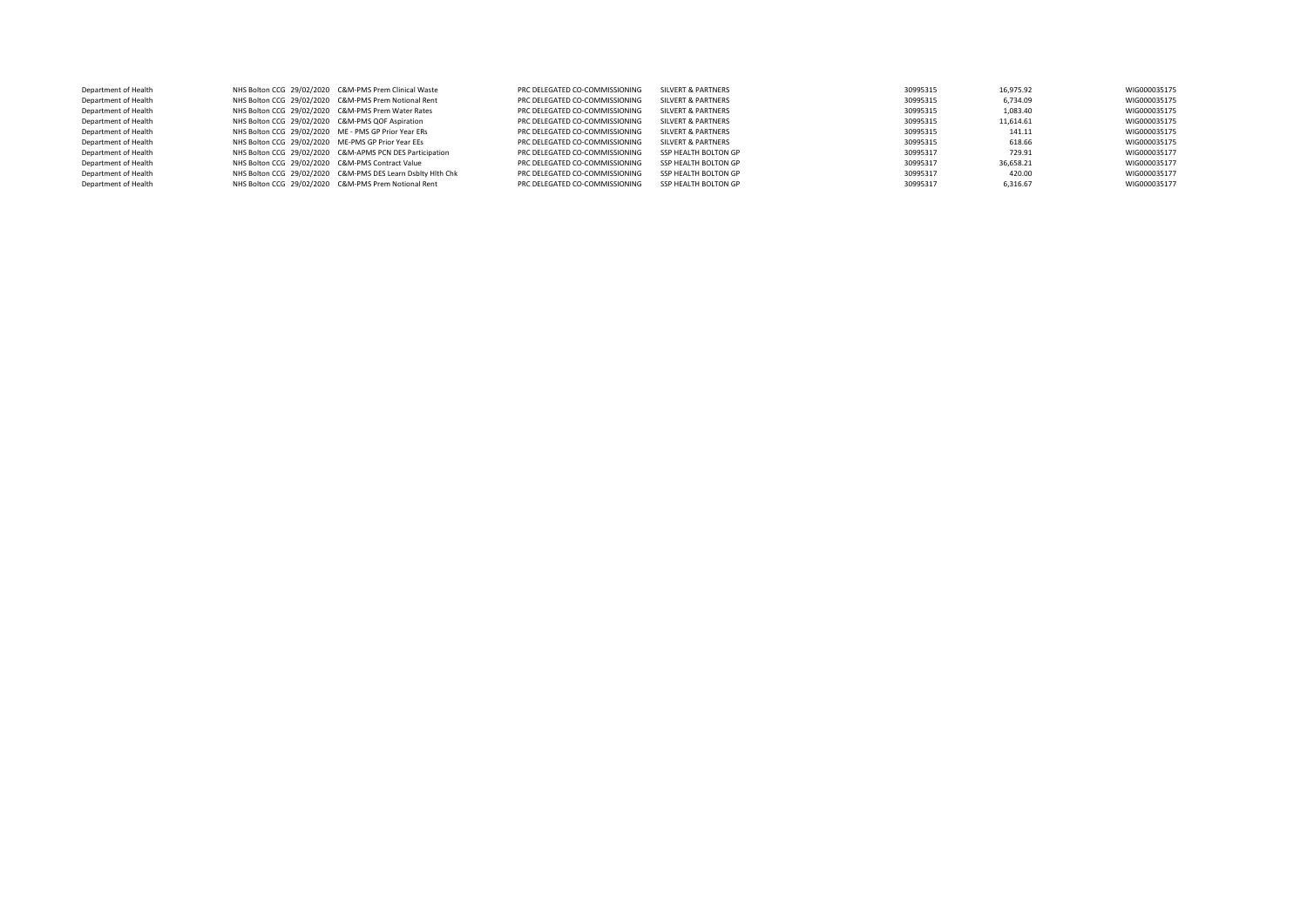| | | | | | | | | |
|---|---|---|---|---|---|---|---|---|
| Department of Health | NHS Bolton CCG | 29/02/2020 | C&M-PMS Prem Clinical Waste | PRC DELEGATED CO-COMMISSIONING | SILVERT & PARTNERS | 30995315 | 16,975.92 | WIG000035175 |
| Department of Health | NHS Bolton CCG | 29/02/2020 | C&M-PMS Prem Notional Rent | PRC DELEGATED CO-COMMISSIONING | SILVERT & PARTNERS | 30995315 | 6,734.09 | WIG000035175 |
| Department of Health | NHS Bolton CCG | 29/02/2020 | C&M-PMS Prem Water Rates | PRC DELEGATED CO-COMMISSIONING | SILVERT & PARTNERS | 30995315 | 1,083.40 | WIG000035175 |
| Department of Health | NHS Bolton CCG | 29/02/2020 | C&M-PMS QOF Aspiration | PRC DELEGATED CO-COMMISSIONING | SILVERT & PARTNERS | 30995315 | 11,614.61 | WIG000035175 |
| Department of Health | NHS Bolton CCG | 29/02/2020 | ME - PMS GP Prior Year ERs | PRC DELEGATED CO-COMMISSIONING | SILVERT & PARTNERS | 30995315 | 141.11 | WIG000035175 |
| Department of Health | NHS Bolton CCG | 29/02/2020 | ME-PMS GP Prior Year EEs | PRC DELEGATED CO-COMMISSIONING | SILVERT & PARTNERS | 30995315 | 618.66 | WIG000035175 |
| Department of Health | NHS Bolton CCG | 29/02/2020 | C&M-APMS PCN DES Participation | PRC DELEGATED CO-COMMISSIONING | SSP HEALTH BOLTON GP | 30995317 | 729.91 | WIG000035177 |
| Department of Health | NHS Bolton CCG | 29/02/2020 | C&M-PMS Contract Value | PRC DELEGATED CO-COMMISSIONING | SSP HEALTH BOLTON GP | 30995317 | 36,658.21 | WIG000035177 |
| Department of Health | NHS Bolton CCG | 29/02/2020 | C&M-PMS DES Learn Dsblty Hlth Chk | PRC DELEGATED CO-COMMISSIONING | SSP HEALTH BOLTON GP | 30995317 | 420.00 | WIG000035177 |
| Department of Health | NHS Bolton CCG | 29/02/2020 | C&M-PMS Prem Notional Rent | PRC DELEGATED CO-COMMISSIONING | SSP HEALTH BOLTON GP | 30995317 | 6,316.67 | WIG000035177 |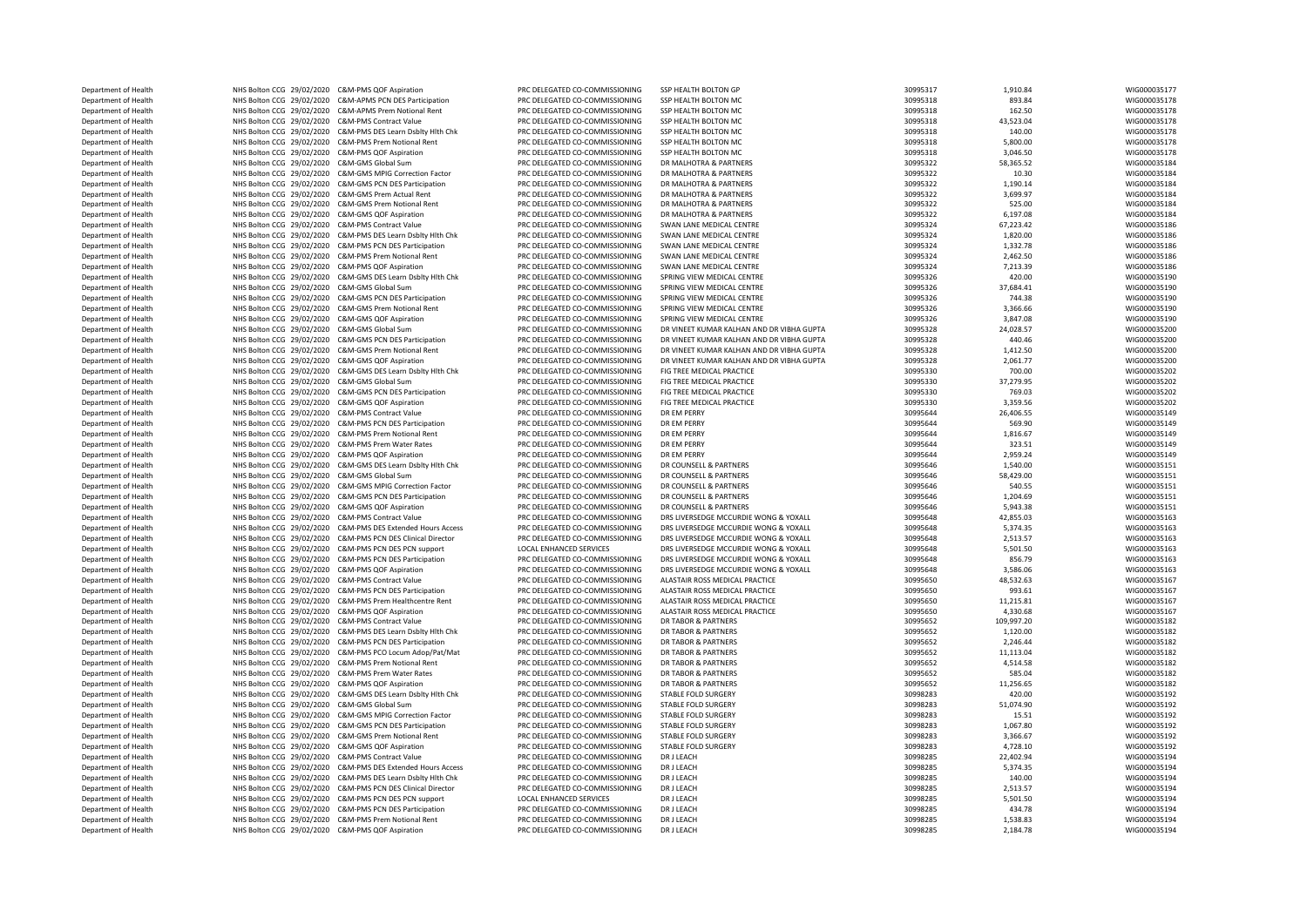| | | | | | | | | |
|---|---|---|---|---|---|---|---|---|
| Department of Health | NHS Bolton CCG | 29/02/2020 | C&M-PMS QOF Aspiration | PRC DELEGATED CO-COMMISSIONING | SSP HEALTH BOLTON GP | 30995317 | 1,910.84 | WIG000035177 |
| Department of Health | NHS Bolton CCG | 29/02/2020 | C&M-APMS PCN DES Participation | PRC DELEGATED CO-COMMISSIONING | SSP HEALTH BOLTON MC | 30995318 | 893.84 | WIG000035178 |
| Department of Health | NHS Bolton CCG | 29/02/2020 | C&M-APMS Prem Notional Rent | PRC DELEGATED CO-COMMISSIONING | SSP HEALTH BOLTON MC | 30995318 | 162.50 | WIG000035178 |
| Department of Health | NHS Bolton CCG | 29/02/2020 | C&M-PMS Contract Value | PRC DELEGATED CO-COMMISSIONING | SSP HEALTH BOLTON MC | 30995318 | 43,523.04 | WIG000035178 |
| Department of Health | NHS Bolton CCG | 29/02/2020 | C&M-PMS DES Learn Dsblty Hlth Chk | PRC DELEGATED CO-COMMISSIONING | SSP HEALTH BOLTON MC | 30995318 | 140.00 | WIG000035178 |
| Department of Health | NHS Bolton CCG | 29/02/2020 | C&M-PMS Prem Notional Rent | PRC DELEGATED CO-COMMISSIONING | SSP HEALTH BOLTON MC | 30995318 | 5,800.00 | WIG000035178 |
| Department of Health | NHS Bolton CCG | 29/02/2020 | C&M-PMS QOF Aspiration | PRC DELEGATED CO-COMMISSIONING | SSP HEALTH BOLTON MC | 30995318 | 3,046.50 | WIG000035178 |
| Department of Health | NHS Bolton CCG | 29/02/2020 | C&M-GMS Global Sum | PRC DELEGATED CO-COMMISSIONING | DR MALHOTRA & PARTNERS | 30995322 | 58,365.52 | WIG000035184 |
| Department of Health | NHS Bolton CCG | 29/02/2020 | C&M-GMS MPIG Correction Factor | PRC DELEGATED CO-COMMISSIONING | DR MALHOTRA & PARTNERS | 30995322 | 10.30 | WIG000035184 |
| Department of Health | NHS Bolton CCG | 29/02/2020 | C&M-GMS PCN DES Participation | PRC DELEGATED CO-COMMISSIONING | DR MALHOTRA & PARTNERS | 30995322 | 1,190.14 | WIG000035184 |
| Department of Health | NHS Bolton CCG | 29/02/2020 | C&M-GMS Prem Actual Rent | PRC DELEGATED CO-COMMISSIONING | DR MALHOTRA & PARTNERS | 30995322 | 3,699.97 | WIG000035184 |
| Department of Health | NHS Bolton CCG | 29/02/2020 | C&M-GMS Prem Notional Rent | PRC DELEGATED CO-COMMISSIONING | DR MALHOTRA & PARTNERS | 30995322 | 525.00 | WIG000035184 |
| Department of Health | NHS Bolton CCG | 29/02/2020 | C&M-GMS QOF Aspiration | PRC DELEGATED CO-COMMISSIONING | DR MALHOTRA & PARTNERS | 30995322 | 6,197.08 | WIG000035184 |
| Department of Health | NHS Bolton CCG | 29/02/2020 | C&M-PMS Contract Value | PRC DELEGATED CO-COMMISSIONING | SWAN LANE MEDICAL CENTRE | 30995324 | 67,223.42 | WIG000035186 |
| Department of Health | NHS Bolton CCG | 29/02/2020 | C&M-PMS DES Learn Dsblty Hlth Chk | PRC DELEGATED CO-COMMISSIONING | SWAN LANE MEDICAL CENTRE | 30995324 | 1,820.00 | WIG000035186 |
| Department of Health | NHS Bolton CCG | 29/02/2020 | C&M-PMS PCN DES Participation | PRC DELEGATED CO-COMMISSIONING | SWAN LANE MEDICAL CENTRE | 30995324 | 1,332.78 | WIG000035186 |
| Department of Health | NHS Bolton CCG | 29/02/2020 | C&M-PMS Prem Notional Rent | PRC DELEGATED CO-COMMISSIONING | SWAN LANE MEDICAL CENTRE | 30995324 | 2,462.50 | WIG000035186 |
| Department of Health | NHS Bolton CCG | 29/02/2020 | C&M-PMS QOF Aspiration | PRC DELEGATED CO-COMMISSIONING | SWAN LANE MEDICAL CENTRE | 30995324 | 7,213.39 | WIG000035186 |
| Department of Health | NHS Bolton CCG | 29/02/2020 | C&M-GMS DES Learn Dsblty Hlth Chk | PRC DELEGATED CO-COMMISSIONING | SPRING VIEW MEDICAL CENTRE | 30995326 | 420.00 | WIG000035190 |
| Department of Health | NHS Bolton CCG | 29/02/2020 | C&M-GMS Global Sum | PRC DELEGATED CO-COMMISSIONING | SPRING VIEW MEDICAL CENTRE | 30995326 | 37,684.41 | WIG000035190 |
| Department of Health | NHS Bolton CCG | 29/02/2020 | C&M-GMS PCN DES Participation | PRC DELEGATED CO-COMMISSIONING | SPRING VIEW MEDICAL CENTRE | 30995326 | 744.38 | WIG000035190 |
| Department of Health | NHS Bolton CCG | 29/02/2020 | C&M-GMS Prem Notional Rent | PRC DELEGATED CO-COMMISSIONING | SPRING VIEW MEDICAL CENTRE | 30995326 | 3,366.66 | WIG000035190 |
| Department of Health | NHS Bolton CCG | 29/02/2020 | C&M-GMS QOF Aspiration | PRC DELEGATED CO-COMMISSIONING | SPRING VIEW MEDICAL CENTRE | 30995326 | 3,847.08 | WIG000035190 |
| Department of Health | NHS Bolton CCG | 29/02/2020 | C&M-GMS Global Sum | PRC DELEGATED CO-COMMISSIONING | DR VINEET KUMAR KALHAN AND DR VIBHA GUPTA | 30995328 | 24,028.57 | WIG000035200 |
| Department of Health | NHS Bolton CCG | 29/02/2020 | C&M-GMS PCN DES Participation | PRC DELEGATED CO-COMMISSIONING | DR VINEET KUMAR KALHAN AND DR VIBHA GUPTA | 30995328 | 440.46 | WIG000035200 |
| Department of Health | NHS Bolton CCG | 29/02/2020 | C&M-GMS Prem Notional Rent | PRC DELEGATED CO-COMMISSIONING | DR VINEET KUMAR KALHAN AND DR VIBHA GUPTA | 30995328 | 1,412.50 | WIG000035200 |
| Department of Health | NHS Bolton CCG | 29/02/2020 | C&M-GMS QOF Aspiration | PRC DELEGATED CO-COMMISSIONING | DR VINEET KUMAR KALHAN AND DR VIBHA GUPTA | 30995328 | 2,061.77 | WIG000035200 |
| Department of Health | NHS Bolton CCG | 29/02/2020 | C&M-GMS DES Learn Dsblty Hlth Chk | PRC DELEGATED CO-COMMISSIONING | FIG TREE MEDICAL PRACTICE | 30995330 | 700.00 | WIG000035202 |
| Department of Health | NHS Bolton CCG | 29/02/2020 | C&M-GMS Global Sum | PRC DELEGATED CO-COMMISSIONING | FIG TREE MEDICAL PRACTICE | 30995330 | 37,279.95 | WIG000035202 |
| Department of Health | NHS Bolton CCG | 29/02/2020 | C&M-GMS PCN DES Participation | PRC DELEGATED CO-COMMISSIONING | FIG TREE MEDICAL PRACTICE | 30995330 | 769.03 | WIG000035202 |
| Department of Health | NHS Bolton CCG | 29/02/2020 | C&M-GMS QOF Aspiration | PRC DELEGATED CO-COMMISSIONING | FIG TREE MEDICAL PRACTICE | 30995330 | 3,359.56 | WIG000035202 |
| Department of Health | NHS Bolton CCG | 29/02/2020 | C&M-PMS Contract Value | PRC DELEGATED CO-COMMISSIONING | DR EM PERRY | 30995644 | 26,406.55 | WIG000035149 |
| Department of Health | NHS Bolton CCG | 29/02/2020 | C&M-PMS PCN DES Participation | PRC DELEGATED CO-COMMISSIONING | DR EM PERRY | 30995644 | 569.90 | WIG000035149 |
| Department of Health | NHS Bolton CCG | 29/02/2020 | C&M-PMS Prem Notional Rent | PRC DELEGATED CO-COMMISSIONING | DR EM PERRY | 30995644 | 1,816.67 | WIG000035149 |
| Department of Health | NHS Bolton CCG | 29/02/2020 | C&M-PMS Prem Water Rates | PRC DELEGATED CO-COMMISSIONING | DR EM PERRY | 30995644 | 323.51 | WIG000035149 |
| Department of Health | NHS Bolton CCG | 29/02/2020 | C&M-PMS QOF Aspiration | PRC DELEGATED CO-COMMISSIONING | DR EM PERRY | 30995644 | 2,959.24 | WIG000035149 |
| Department of Health | NHS Bolton CCG | 29/02/2020 | C&M-GMS DES Learn Dsblty Hlth Chk | PRC DELEGATED CO-COMMISSIONING | DR COUNSELL & PARTNERS | 30995646 | 1,540.00 | WIG000035151 |
| Department of Health | NHS Bolton CCG | 29/02/2020 | C&M-GMS Global Sum | PRC DELEGATED CO-COMMISSIONING | DR COUNSELL & PARTNERS | 30995646 | 58,429.00 | WIG000035151 |
| Department of Health | NHS Bolton CCG | 29/02/2020 | C&M-GMS MPIG Correction Factor | PRC DELEGATED CO-COMMISSIONING | DR COUNSELL & PARTNERS | 30995646 | 540.55 | WIG000035151 |
| Department of Health | NHS Bolton CCG | 29/02/2020 | C&M-GMS PCN DES Participation | PRC DELEGATED CO-COMMISSIONING | DR COUNSELL & PARTNERS | 30995646 | 1,204.69 | WIG000035151 |
| Department of Health | NHS Bolton CCG | 29/02/2020 | C&M-GMS QOF Aspiration | PRC DELEGATED CO-COMMISSIONING | DR COUNSELL & PARTNERS | 30995646 | 5,943.38 | WIG000035151 |
| Department of Health | NHS Bolton CCG | 29/02/2020 | C&M-PMS Contract Value | PRC DELEGATED CO-COMMISSIONING | DRS LIVERSEDGE MCCURDIE WONG & YOXALL | 30995648 | 42,855.03 | WIG000035163 |
| Department of Health | NHS Bolton CCG | 29/02/2020 | C&M-PMS DES Extended Hours Access | PRC DELEGATED CO-COMMISSIONING | DRS LIVERSEDGE MCCURDIE WONG & YOXALL | 30995648 | 5,374.35 | WIG000035163 |
| Department of Health | NHS Bolton CCG | 29/02/2020 | C&M-PMS PCN DES Clinical Director | PRC DELEGATED CO-COMMISSIONING | DRS LIVERSEDGE MCCURDIE WONG & YOXALL | 30995648 | 2,513.57 | WIG000035163 |
| Department of Health | NHS Bolton CCG | 29/02/2020 | C&M-PMS PCN DES PCN support | LOCAL ENHANCED SERVICES | DRS LIVERSEDGE MCCURDIE WONG & YOXALL | 30995648 | 5,501.50 | WIG000035163 |
| Department of Health | NHS Bolton CCG | 29/02/2020 | C&M-PMS PCN DES Participation | PRC DELEGATED CO-COMMISSIONING | DRS LIVERSEDGE MCCURDIE WONG & YOXALL | 30995648 | 856.79 | WIG000035163 |
| Department of Health | NHS Bolton CCG | 29/02/2020 | C&M-PMS QOF Aspiration | PRC DELEGATED CO-COMMISSIONING | DRS LIVERSEDGE MCCURDIE WONG & YOXALL | 30995648 | 3,586.06 | WIG000035163 |
| Department of Health | NHS Bolton CCG | 29/02/2020 | C&M-PMS Contract Value | PRC DELEGATED CO-COMMISSIONING | ALASTAIR ROSS MEDICAL PRACTICE | 30995650 | 48,532.63 | WIG000035167 |
| Department of Health | NHS Bolton CCG | 29/02/2020 | C&M-PMS PCN DES Participation | PRC DELEGATED CO-COMMISSIONING | ALASTAIR ROSS MEDICAL PRACTICE | 30995650 | 993.61 | WIG000035167 |
| Department of Health | NHS Bolton CCG | 29/02/2020 | C&M-PMS Prem Healthcentre Rent | PRC DELEGATED CO-COMMISSIONING | ALASTAIR ROSS MEDICAL PRACTICE | 30995650 | 11,215.81 | WIG000035167 |
| Department of Health | NHS Bolton CCG | 29/02/2020 | C&M-PMS QOF Aspiration | PRC DELEGATED CO-COMMISSIONING | ALASTAIR ROSS MEDICAL PRACTICE | 30995650 | 4,330.68 | WIG000035167 |
| Department of Health | NHS Bolton CCG | 29/02/2020 | C&M-PMS Contract Value | PRC DELEGATED CO-COMMISSIONING | DR TABOR & PARTNERS | 30995652 | 109,997.20 | WIG000035182 |
| Department of Health | NHS Bolton CCG | 29/02/2020 | C&M-PMS DES Learn Dsblty Hlth Chk | PRC DELEGATED CO-COMMISSIONING | DR TABOR & PARTNERS | 30995652 | 1,120.00 | WIG000035182 |
| Department of Health | NHS Bolton CCG | 29/02/2020 | C&M-PMS PCN DES Participation | PRC DELEGATED CO-COMMISSIONING | DR TABOR & PARTNERS | 30995652 | 2,246.44 | WIG000035182 |
| Department of Health | NHS Bolton CCG | 29/02/2020 | C&M-PMS PCO Locum Adop/Pat/Mat | PRC DELEGATED CO-COMMISSIONING | DR TABOR & PARTNERS | 30995652 | 11,113.04 | WIG000035182 |
| Department of Health | NHS Bolton CCG | 29/02/2020 | C&M-PMS Prem Notional Rent | PRC DELEGATED CO-COMMISSIONING | DR TABOR & PARTNERS | 30995652 | 4,514.58 | WIG000035182 |
| Department of Health | NHS Bolton CCG | 29/02/2020 | C&M-PMS Prem Water Rates | PRC DELEGATED CO-COMMISSIONING | DR TABOR & PARTNERS | 30995652 | 585.04 | WIG000035182 |
| Department of Health | NHS Bolton CCG | 29/02/2020 | C&M-PMS QOF Aspiration | PRC DELEGATED CO-COMMISSIONING | DR TABOR & PARTNERS | 30995652 | 11,256.65 | WIG000035182 |
| Department of Health | NHS Bolton CCG | 29/02/2020 | C&M-GMS DES Learn Dsblty Hlth Chk | PRC DELEGATED CO-COMMISSIONING | STABLE FOLD SURGERY | 30998283 | 420.00 | WIG000035192 |
| Department of Health | NHS Bolton CCG | 29/02/2020 | C&M-GMS Global Sum | PRC DELEGATED CO-COMMISSIONING | STABLE FOLD SURGERY | 30998283 | 51,074.90 | WIG000035192 |
| Department of Health | NHS Bolton CCG | 29/02/2020 | C&M-GMS MPIG Correction Factor | PRC DELEGATED CO-COMMISSIONING | STABLE FOLD SURGERY | 30998283 | 15.51 | WIG000035192 |
| Department of Health | NHS Bolton CCG | 29/02/2020 | C&M-GMS PCN DES Participation | PRC DELEGATED CO-COMMISSIONING | STABLE FOLD SURGERY | 30998283 | 1,067.80 | WIG000035192 |
| Department of Health | NHS Bolton CCG | 29/02/2020 | C&M-GMS Prem Notional Rent | PRC DELEGATED CO-COMMISSIONING | STABLE FOLD SURGERY | 30998283 | 3,366.67 | WIG000035192 |
| Department of Health | NHS Bolton CCG | 29/02/2020 | C&M-GMS QOF Aspiration | PRC DELEGATED CO-COMMISSIONING | STABLE FOLD SURGERY | 30998283 | 4,728.10 | WIG000035192 |
| Department of Health | NHS Bolton CCG | 29/02/2020 | C&M-PMS Contract Value | PRC DELEGATED CO-COMMISSIONING | DR J LEACH | 30998285 | 22,402.94 | WIG000035194 |
| Department of Health | NHS Bolton CCG | 29/02/2020 | C&M-PMS DES Extended Hours Access | PRC DELEGATED CO-COMMISSIONING | DR J LEACH | 30998285 | 5,374.35 | WIG000035194 |
| Department of Health | NHS Bolton CCG | 29/02/2020 | C&M-PMS DES Learn Dsblty Hlth Chk | PRC DELEGATED CO-COMMISSIONING | DR J LEACH | 30998285 | 140.00 | WIG000035194 |
| Department of Health | NHS Bolton CCG | 29/02/2020 | C&M-PMS PCN DES Clinical Director | PRC DELEGATED CO-COMMISSIONING | DR J LEACH | 30998285 | 2,513.57 | WIG000035194 |
| Department of Health | NHS Bolton CCG | 29/02/2020 | C&M-PMS PCN DES PCN support | LOCAL ENHANCED SERVICES | DR J LEACH | 30998285 | 5,501.50 | WIG000035194 |
| Department of Health | NHS Bolton CCG | 29/02/2020 | C&M-PMS PCN DES Participation | PRC DELEGATED CO-COMMISSIONING | DR J LEACH | 30998285 | 434.78 | WIG000035194 |
| Department of Health | NHS Bolton CCG | 29/02/2020 | C&M-PMS Prem Notional Rent | PRC DELEGATED CO-COMMISSIONING | DR J LEACH | 30998285 | 1,538.83 | WIG000035194 |
| Department of Health | NHS Bolton CCG | 29/02/2020 | C&M-PMS QOF Aspiration | PRC DELEGATED CO-COMMISSIONING | DR J LEACH | 30998285 | 2,184.78 | WIG000035194 |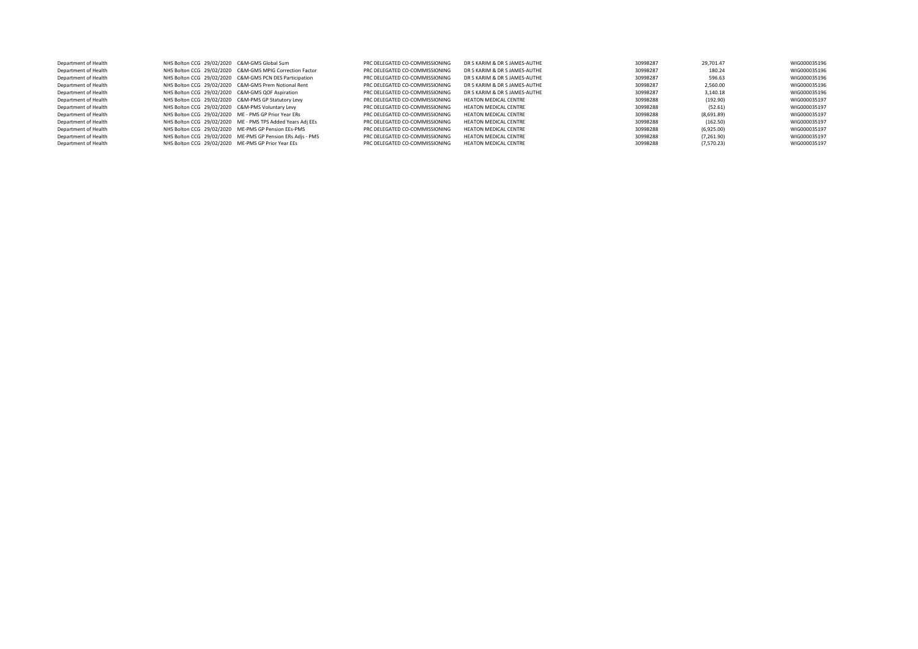| | | | | | | | | |
|---|---|---|---|---|---|---|---|---|
| Department of Health | NHS Bolton CCG | 29/02/2020 | C&M-GMS Global Sum | PRC DELEGATED CO-COMMISSIONING | DR S KARIM & DR S JAMES-AUTHE | 30998287 | 29,701.47 | WIG000035196 |
| Department of Health | NHS Bolton CCG | 29/02/2020 | C&M-GMS MPIG Correction Factor | PRC DELEGATED CO-COMMISSIONING | DR S KARIM & DR S JAMES-AUTHE | 30998287 | 180.24 | WIG000035196 |
| Department of Health | NHS Bolton CCG | 29/02/2020 | C&M-GMS PCN DES Participation | PRC DELEGATED CO-COMMISSIONING | DR S KARIM & DR S JAMES-AUTHE | 30998287 | 596.63 | WIG000035196 |
| Department of Health | NHS Bolton CCG | 29/02/2020 | C&M-GMS Prem Notional Rent | PRC DELEGATED CO-COMMISSIONING | DR S KARIM & DR S JAMES-AUTHE | 30998287 | 2,560.00 | WIG000035196 |
| Department of Health | NHS Bolton CCG | 29/02/2020 | C&M-GMS QOF Aspiration | PRC DELEGATED CO-COMMISSIONING | DR S KARIM & DR S JAMES-AUTHE | 30998287 | 3,140.18 | WIG000035196 |
| Department of Health | NHS Bolton CCG | 29/02/2020 | C&M-PMS GP Statutory Levy | PRC DELEGATED CO-COMMISSIONING | HEATON MEDICAL CENTRE | 30998288 | (192.90) | WIG000035197 |
| Department of Health | NHS Bolton CCG | 29/02/2020 | C&M-PMS Voluntary Levy | PRC DELEGATED CO-COMMISSIONING | HEATON MEDICAL CENTRE | 30998288 | (52.61) | WIG000035197 |
| Department of Health | NHS Bolton CCG | 29/02/2020 | ME - PMS GP Prior Year ERs | PRC DELEGATED CO-COMMISSIONING | HEATON MEDICAL CENTRE | 30998288 | (8,691.89) | WIG000035197 |
| Department of Health | NHS Bolton CCG | 29/02/2020 | ME - PMS TPS Added Years Adj EEs | PRC DELEGATED CO-COMMISSIONING | HEATON MEDICAL CENTRE | 30998288 | (162.50) | WIG000035197 |
| Department of Health | NHS Bolton CCG | 29/02/2020 | ME-PMS GP Pension EEs-PMS | PRC DELEGATED CO-COMMISSIONING | HEATON MEDICAL CENTRE | 30998288 | (6,925.00) | WIG000035197 |
| Department of Health | NHS Bolton CCG | 29/02/2020 | ME-PMS GP Pension ERs Adjs - PMS | PRC DELEGATED CO-COMMISSIONING | HEATON MEDICAL CENTRE | 30998288 | (7,261.90) | WIG000035197 |
| Department of Health | NHS Bolton CCG | 29/02/2020 | ME-PMS GP Prior Year EEs | PRC DELEGATED CO-COMMISSIONING | HEATON MEDICAL CENTRE | 30998288 | (7,570.23) | WIG000035197 |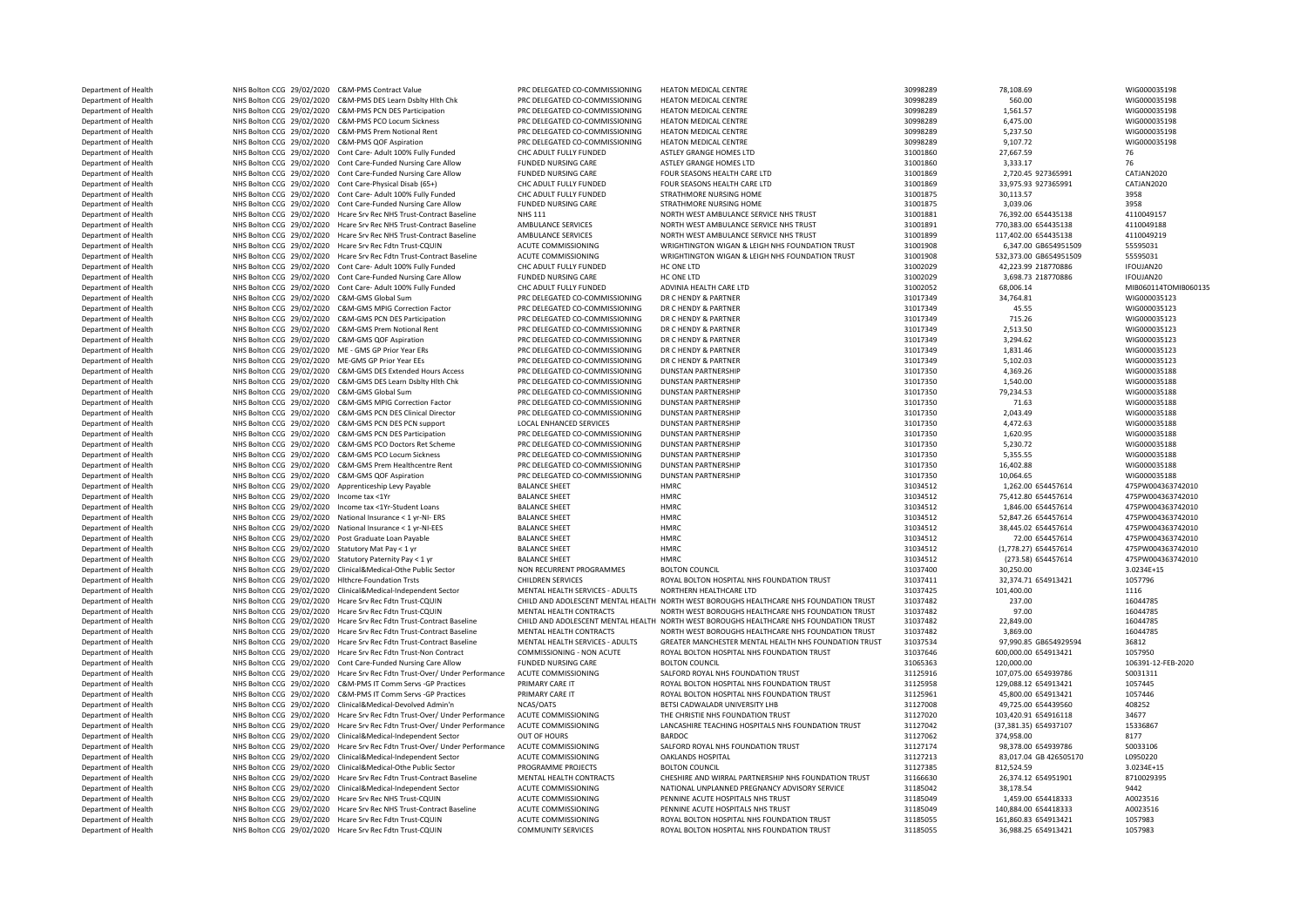| | | | | | | | | | |
|---|---|---|---|---|---|---|---|---|---|
| Department of Health | NHS Bolton CCG | 29/02/2020 | C&M-PMS Contract Value | PRC DELEGATED CO-COMMISSIONING | HEATON MEDICAL CENTRE | 30998289 | 78,108.69 | | WIG000035198 |
| Department of Health | NHS Bolton CCG | 29/02/2020 | C&M-PMS DES Learn Dsblty Hlth Chk | PRC DELEGATED CO-COMMISSIONING | HEATON MEDICAL CENTRE | 30998289 | 560.00 | | WIG000035198 |
| Department of Health | NHS Bolton CCG | 29/02/2020 | C&M-PMS PCN DES Participation | PRC DELEGATED CO-COMMISSIONING | HEATON MEDICAL CENTRE | 30998289 | 1,561.57 | | WIG000035198 |
| Department of Health | NHS Bolton CCG | 29/02/2020 | C&M-PMS PCO Locum Sickness | PRC DELEGATED CO-COMMISSIONING | HEATON MEDICAL CENTRE | 30998289 | 6,475.00 | | WIG000035198 |
| Department of Health | NHS Bolton CCG | 29/02/2020 | C&M-PMS Prem Notional Rent | PRC DELEGATED CO-COMMISSIONING | HEATON MEDICAL CENTRE | 30998289 | 5,237.50 | | WIG000035198 |
| Department of Health | NHS Bolton CCG | 29/02/2020 | C&M-PMS QOF Aspiration | PRC DELEGATED CO-COMMISSIONING | HEATON MEDICAL CENTRE | 30998289 | 9,107.72 | | WIG000035198 |
| Department of Health | NHS Bolton CCG | 29/02/2020 | Cont Care- Adult 100% Fully Funded | CHC ADULT FULLY FUNDED | ASTLEY GRANGE HOMES LTD | 31001860 | 27,667.59 | | 76 |
| Department of Health | NHS Bolton CCG | 29/02/2020 | Cont Care-Funded Nursing Care Allow | FUNDED NURSING CARE | ASTLEY GRANGE HOMES LTD | 31001860 | 3,333.17 | | 76 |
| Department of Health | NHS Bolton CCG | 29/02/2020 | Cont Care-Funded Nursing Care Allow | FUNDED NURSING CARE | FOUR SEASONS HEALTH CARE LTD | 31001869 | 2,720.45 | 927365991 | CATJAN2020 |
| Department of Health | NHS Bolton CCG | 29/02/2020 | Cont Care-Physical Disab (65+) | CHC ADULT FULLY FUNDED | FOUR SEASONS HEALTH CARE LTD | 31001869 | 33,975.93 | 927365991 | CATJAN2020 |
| Department of Health | NHS Bolton CCG | 29/02/2020 | Cont Care- Adult 100% Fully Funded | CHC ADULT FULLY FUNDED | STRATHMORE NURSING HOME | 31001875 | 30,113.57 | | 3958 |
| Department of Health | NHS Bolton CCG | 29/02/2020 | Cont Care-Funded Nursing Care Allow | FUNDED NURSING CARE | STRATHMORE NURSING HOME | 31001875 | 3,039.06 | | 3958 |
| Department of Health | NHS Bolton CCG | 29/02/2020 | Hcare Srv Rec NHS Trust-Contract Baseline | NHS 111 | NORTH WEST AMBULANCE SERVICE NHS TRUST | 31001881 | 76,392.00 | 654435138 | 4110049157 |
| Department of Health | NHS Bolton CCG | 29/02/2020 | Hcare Srv Rec NHS Trust-Contract Baseline | AMBULANCE SERVICES | NORTH WEST AMBULANCE SERVICE NHS TRUST | 31001891 | 770,383.00 | 654435138 | 4110049188 |
| Department of Health | NHS Bolton CCG | 29/02/2020 | Hcare Srv Rec NHS Trust-Contract Baseline | AMBULANCE SERVICES | NORTH WEST AMBULANCE SERVICE NHS TRUST | 31001899 | 117,402.00 | 654435138 | 4110049219 |
| Department of Health | NHS Bolton CCG | 29/02/2020 | Hcare Srv Rec Fdtn Trust-CQUIN | ACUTE COMMISSIONING | WRIGHTINGTON WIGAN & LEIGH NHS FOUNDATION TRUST | 31001908 | 6,347.00 | GB654951509 | 55595031 |
| Department of Health | NHS Bolton CCG | 29/02/2020 | Hcare Srv Rec Fdtn Trust-Contract Baseline | ACUTE COMMISSIONING | WRIGHTINGTON WIGAN & LEIGH NHS FOUNDATION TRUST | 31001908 | 532,373.00 | GB654951509 | 55595031 |
| Department of Health | NHS Bolton CCG | 29/02/2020 | Cont Care- Adult 100% Fully Funded | CHC ADULT FULLY FUNDED | HC ONE LTD | 31002029 | 42,223.99 | 218770886 | IFOUJAN20 |
| Department of Health | NHS Bolton CCG | 29/02/2020 | Cont Care-Funded Nursing Care Allow | FUNDED NURSING CARE | HC ONE LTD | 31002029 | 3,698.73 | 218770886 | IFOUJAN20 |
| Department of Health | NHS Bolton CCG | 29/02/2020 | Cont Care- Adult 100% Fully Funded | CHC ADULT FULLY FUNDED | ADVINIA HEALTH CARE LTD | 31002052 | 68,006.14 | | MIB060114TOMIB060135 |
| Department of Health | NHS Bolton CCG | 29/02/2020 | C&M-GMS Global Sum | PRC DELEGATED CO-COMMISSIONING | DR C HENDY & PARTNER | 31017349 | 34,764.81 | | WIG000035123 |
| Department of Health | NHS Bolton CCG | 29/02/2020 | C&M-GMS MPIG Correction Factor | PRC DELEGATED CO-COMMISSIONING | DR C HENDY & PARTNER | 31017349 | 45.55 | | WIG000035123 |
| Department of Health | NHS Bolton CCG | 29/02/2020 | C&M-GMS PCN DES Participation | PRC DELEGATED CO-COMMISSIONING | DR C HENDY & PARTNER | 31017349 | 715.26 | | WIG000035123 |
| Department of Health | NHS Bolton CCG | 29/02/2020 | C&M-GMS Prem Notional Rent | PRC DELEGATED CO-COMMISSIONING | DR C HENDY & PARTNER | 31017349 | 2,513.50 | | WIG000035123 |
| Department of Health | NHS Bolton CCG | 29/02/2020 | C&M-GMS QOF Aspiration | PRC DELEGATED CO-COMMISSIONING | DR C HENDY & PARTNER | 31017349 | 3,294.62 | | WIG000035123 |
| Department of Health | NHS Bolton CCG | 29/02/2020 | ME - GMS GP Prior Year ERs | PRC DELEGATED CO-COMMISSIONING | DR C HENDY & PARTNER | 31017349 | 1,831.46 | | WIG000035123 |
| Department of Health | NHS Bolton CCG | 29/02/2020 | ME-GMS GP Prior Year EEs | PRC DELEGATED CO-COMMISSIONING | DR C HENDY & PARTNER | 31017349 | 5,102.03 | | WIG000035123 |
| Department of Health | NHS Bolton CCG | 29/02/2020 | C&M-GMS DES Extended Hours Access | PRC DELEGATED CO-COMMISSIONING | DUNSTAN PARTNERSHIP | 31017350 | 4,369.26 | | WIG000035188 |
| Department of Health | NHS Bolton CCG | 29/02/2020 | C&M-GMS DES Learn Dsblty Hlth Chk | PRC DELEGATED CO-COMMISSIONING | DUNSTAN PARTNERSHIP | 31017350 | 1,540.00 | | WIG000035188 |
| Department of Health | NHS Bolton CCG | 29/02/2020 | C&M-GMS Global Sum | PRC DELEGATED CO-COMMISSIONING | DUNSTAN PARTNERSHIP | 31017350 | 79,234.53 | | WIG000035188 |
| Department of Health | NHS Bolton CCG | 29/02/2020 | C&M-GMS MPIG Correction Factor | PRC DELEGATED CO-COMMISSIONING | DUNSTAN PARTNERSHIP | 31017350 | 71.63 | | WIG000035188 |
| Department of Health | NHS Bolton CCG | 29/02/2020 | C&M-GMS PCN DES Clinical Director | PRC DELEGATED CO-COMMISSIONING | DUNSTAN PARTNERSHIP | 31017350 | 2,043.49 | | WIG000035188 |
| Department of Health | NHS Bolton CCG | 29/02/2020 | C&M-GMS PCN DES PCN support | LOCAL ENHANCED SERVICES | DUNSTAN PARTNERSHIP | 31017350 | 4,472.63 | | WIG000035188 |
| Department of Health | NHS Bolton CCG | 29/02/2020 | C&M-GMS PCN DES Participation | PRC DELEGATED CO-COMMISSIONING | DUNSTAN PARTNERSHIP | 31017350 | 1,620.95 | | WIG000035188 |
| Department of Health | NHS Bolton CCG | 29/02/2020 | C&M-GMS PCO Doctors Ret Scheme | PRC DELEGATED CO-COMMISSIONING | DUNSTAN PARTNERSHIP | 31017350 | 5,230.72 | | WIG000035188 |
| Department of Health | NHS Bolton CCG | 29/02/2020 | C&M-GMS PCO Locum Sickness | PRC DELEGATED CO-COMMISSIONING | DUNSTAN PARTNERSHIP | 31017350 | 5,355.55 | | WIG000035188 |
| Department of Health | NHS Bolton CCG | 29/02/2020 | C&M-GMS Prem Healthcentre Rent | PRC DELEGATED CO-COMMISSIONING | DUNSTAN PARTNERSHIP | 31017350 | 16,402.88 | | WIG000035188 |
| Department of Health | NHS Bolton CCG | 29/02/2020 | C&M-GMS QOF Aspiration | PRC DELEGATED CO-COMMISSIONING | DUNSTAN PARTNERSHIP | 31017350 | 10,064.65 | | WIG000035188 |
| Department of Health | NHS Bolton CCG | 29/02/2020 | Apprenticeship Levy Payable | BALANCE SHEET | HMRC | 31034512 | 1,262.00 | 654457614 | 475PW004363742010 |
| Department of Health | NHS Bolton CCG | 29/02/2020 | Income tax <1Yr | BALANCE SHEET | HMRC | 31034512 | 75,412.80 | 654457614 | 475PW004363742010 |
| Department of Health | NHS Bolton CCG | 29/02/2020 | Income tax <1Yr-Student Loans | BALANCE SHEET | HMRC | 31034512 | 1,846.00 | 654457614 | 475PW004363742010 |
| Department of Health | NHS Bolton CCG | 29/02/2020 | National Insurance < 1 yr-NI- ERS | BALANCE SHEET | HMRC | 31034512 | 52,847.26 | 654457614 | 475PW004363742010 |
| Department of Health | NHS Bolton CCG | 29/02/2020 | National Insurance < 1 yr-NI-EES | BALANCE SHEET | HMRC | 31034512 | 38,445.02 | 654457614 | 475PW004363742010 |
| Department of Health | NHS Bolton CCG | 29/02/2020 | Post Graduate Loan Payable | BALANCE SHEET | HMRC | 31034512 | 72.00 | 654457614 | 475PW004363742010 |
| Department of Health | NHS Bolton CCG | 29/02/2020 | Statutory Mat Pay < 1 yr | BALANCE SHEET | HMRC | 31034512 | (1,778.27) | 654457614 | 475PW004363742010 |
| Department of Health | NHS Bolton CCG | 29/02/2020 | Statutory Paternity Pay < 1 yr | BALANCE SHEET | HMRC | 31034512 | (273.58) | 654457614 | 475PW004363742010 |
| Department of Health | NHS Bolton CCG | 29/02/2020 | Clinical&Medical-Othe Public Sector | NON RECURRENT PROGRAMMES | BOLTON COUNCIL | 31037400 | 30,250.00 | | 3.0234E+15 |
| Department of Health | NHS Bolton CCG | 29/02/2020 | Hlthcre-Foundation Trsts | CHILDREN SERVICES | ROYAL BOLTON HOSPITAL NHS FOUNDATION TRUST | 31037411 | 32,374.71 | 654913421 | 1057796 |
| Department of Health | NHS Bolton CCG | 29/02/2020 | Clinical&Medical-Independent Sector | MENTAL HEALTH SERVICES - ADULTS | NORTHERN HEALTHCARE LTD | 31037425 | 101,400.00 | | 1116 |
| Department of Health | NHS Bolton CCG | 29/02/2020 | Hcare Srv Rec Fdtn Trust-CQUIN | CHILD AND ADOLESCENT MENTAL HEALTH | NORTH WEST BOROUGHS HEALTHCARE NHS FOUNDATION TRUST | 31037482 | 237.00 | | 16044785 |
| Department of Health | NHS Bolton CCG | 29/02/2020 | Hcare Srv Rec Fdtn Trust-CQUIN | MENTAL HEALTH CONTRACTS | NORTH WEST BOROUGHS HEALTHCARE NHS FOUNDATION TRUST | 31037482 | 97.00 | | 16044785 |
| Department of Health | NHS Bolton CCG | 29/02/2020 | Hcare Srv Rec Fdtn Trust-Contract Baseline | CHILD AND ADOLESCENT MENTAL HEALTH | NORTH WEST BOROUGHS HEALTHCARE NHS FOUNDATION TRUST | 31037482 | 22,849.00 | | 16044785 |
| Department of Health | NHS Bolton CCG | 29/02/2020 | Hcare Srv Rec Fdtn Trust-Contract Baseline | MENTAL HEALTH CONTRACTS | NORTH WEST BOROUGHS HEALTHCARE NHS FOUNDATION TRUST | 31037482 | 3,869.00 | | 16044785 |
| Department of Health | NHS Bolton CCG | 29/02/2020 | Hcare Srv Rec Fdtn Trust-Contract Baseline | MENTAL HEALTH SERVICES - ADULTS | GREATER MANCHESTER MENTAL HEALTH NHS FOUNDATION TRUST | 31037534 | 97,990.85 | GB654929594 | 36812 |
| Department of Health | NHS Bolton CCG | 29/02/2020 | Hcare Srv Rec Fdtn Trust-Non Contract | COMMISSIONING - NON ACUTE | ROYAL BOLTON HOSPITAL NHS FOUNDATION TRUST | 31037646 | 600,000.00 | 654913421 | 1057950 |
| Department of Health | NHS Bolton CCG | 29/02/2020 | Cont Care-Funded Nursing Care Allow | FUNDED NURSING CARE | BOLTON COUNCIL | 31065363 | 120,000.00 | | 106391-12-FEB-2020 |
| Department of Health | NHS Bolton CCG | 29/02/2020 | Hcare Srv Rec Fdtn Trust-Over/ Under Performance | ACUTE COMMISSIONING | SALFORD ROYAL NHS FOUNDATION TRUST | 31125916 | 107,075.00 | 654939786 | S0031311 |
| Department of Health | NHS Bolton CCG | 29/02/2020 | C&M-PMS IT Comm Servs -GP Practices | PRIMARY CARE IT | ROYAL BOLTON HOSPITAL NHS FOUNDATION TRUST | 31125958 | 129,088.12 | 654913421 | 1057445 |
| Department of Health | NHS Bolton CCG | 29/02/2020 | C&M-PMS IT Comm Servs -GP Practices | PRIMARY CARE IT | ROYAL BOLTON HOSPITAL NHS FOUNDATION TRUST | 31125961 | 45,800.00 | 654913421 | 1057446 |
| Department of Health | NHS Bolton CCG | 29/02/2020 | Clinical&Medical-Devolved Admin'n | NCAS/OATS | BETSI CADWALADR UNIVERSITY LHB | 31127008 | 49,725.00 | 654439560 | 408252 |
| Department of Health | NHS Bolton CCG | 29/02/2020 | Hcare Srv Rec Fdtn Trust-Over/ Under Performance | ACUTE COMMISSIONING | THE CHRISTIE NHS FOUNDATION TRUST | 31127020 | 103,420.91 | 654916118 | 34677 |
| Department of Health | NHS Bolton CCG | 29/02/2020 | Hcare Srv Rec Fdtn Trust-Over/ Under Performance | ACUTE COMMISSIONING | LANCASHIRE TEACHING HOSPITALS NHS FOUNDATION TRUST | 31127042 | (37,381.35) | 654937107 | 15336867 |
| Department of Health | NHS Bolton CCG | 29/02/2020 | Clinical&Medical-Independent Sector | OUT OF HOURS | BARDOC | 31127062 | 374,958.00 | | 8177 |
| Department of Health | NHS Bolton CCG | 29/02/2020 | Hcare Srv Rec Fdtn Trust-Over/ Under Performance | ACUTE COMMISSIONING | SALFORD ROYAL NHS FOUNDATION TRUST | 31127174 | 98,378.00 | 654939786 | S0033106 |
| Department of Health | NHS Bolton CCG | 29/02/2020 | Clinical&Medical-Independent Sector | ACUTE COMMISSIONING | OAKLANDS HOSPITAL | 31127213 | 83,017.04 | GB 426505170 | L0950220 |
| Department of Health | NHS Bolton CCG | 29/02/2020 | Clinical&Medical-Othe Public Sector | PROGRAMME PROJECTS | BOLTON COUNCIL | 31127385 | 812,524.59 | | 3.0234E+15 |
| Department of Health | NHS Bolton CCG | 29/02/2020 | Hcare Srv Rec Fdtn Trust-Contract Baseline | MENTAL HEALTH CONTRACTS | CHESHIRE AND WIRRAL PARTNERSHIP NHS FOUNDATION TRUST | 31166630 | 26,374.12 | 654951901 | 8710029395 |
| Department of Health | NHS Bolton CCG | 29/02/2020 | Clinical&Medical-Independent Sector | ACUTE COMMISSIONING | NATIONAL UNPLANNED PREGNANCY ADVISORY SERVICE | 31185042 | 38,178.54 | | 9442 |
| Department of Health | NHS Bolton CCG | 29/02/2020 | Hcare Srv Rec NHS Trust-CQUIN | ACUTE COMMISSIONING | PENNINE ACUTE HOSPITALS NHS TRUST | 31185049 | 1,459.00 | 654418333 | A0023516 |
| Department of Health | NHS Bolton CCG | 29/02/2020 | Hcare Srv Rec NHS Trust-Contract Baseline | ACUTE COMMISSIONING | PENNINE ACUTE HOSPITALS NHS TRUST | 31185049 | 140,884.00 | 654418333 | A0023516 |
| Department of Health | NHS Bolton CCG | 29/02/2020 | Hcare Srv Rec Fdtn Trust-CQUIN | ACUTE COMMISSIONING | ROYAL BOLTON HOSPITAL NHS FOUNDATION TRUST | 31185055 | 161,860.83 | 654913421 | 1057983 |
| Department of Health | NHS Bolton CCG | 29/02/2020 | Hcare Srv Rec Fdtn Trust-CQUIN | COMMUNITY SERVICES | ROYAL BOLTON HOSPITAL NHS FOUNDATION TRUST | 31185055 | 36,988.25 | 654913421 | 1057983 |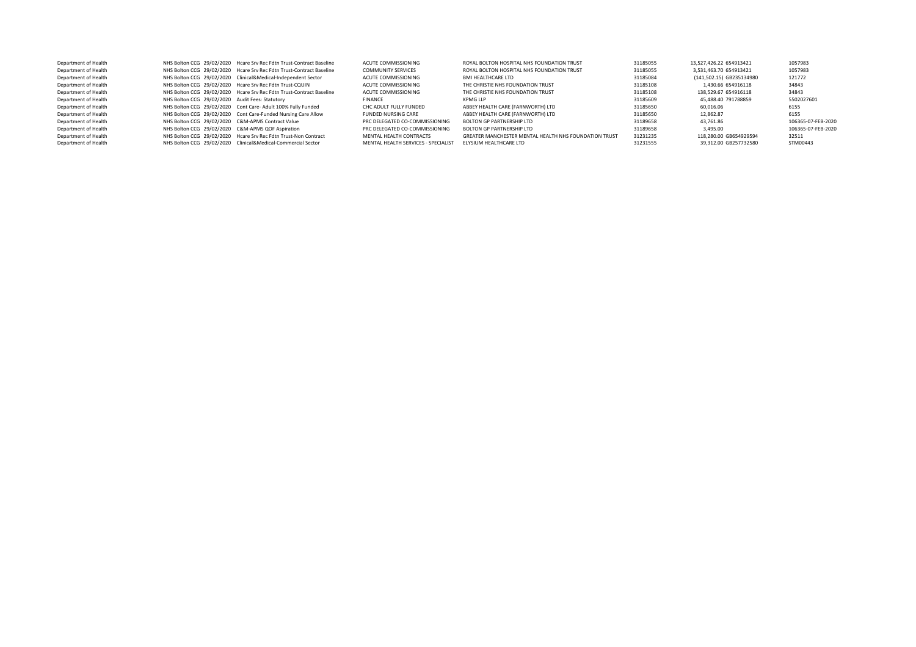| | | | | | | | | | | |
|---|---|---|---|---|---|---|---|---|---|---|
| Department of Health | NHS Bolton CCG | 29/02/2020 | Hcare Srv Rec Fdtn Trust-Contract Baseline | ACUTE COMMISSIONING | ROYAL BOLTON HOSPITAL NHS FOUNDATION TRUST | 31185055 | 13,527,426.22 | 654913421 | 1057983 |
| Department of Health | NHS Bolton CCG | 29/02/2020 | Hcare Srv Rec Fdtn Trust-Contract Baseline | COMMUNITY SERVICES | ROYAL BOLTON HOSPITAL NHS FOUNDATION TRUST | 31185055 | 3,531,463.70 | 654913421 | 1057983 |
| Department of Health | NHS Bolton CCG | 29/02/2020 | Clinical&Medical-Independent Sector | ACUTE COMMISSIONING | BMI HEALTHCARE LTD | 31185084 | (141,502.15) | GB235134980 | 121772 |
| Department of Health | NHS Bolton CCG | 29/02/2020 | Hcare Srv Rec Fdtn Trust-CQUIN | ACUTE COMMISSIONING | THE CHRISTIE NHS FOUNDATION TRUST | 31185108 | 1,430.66 | 654916118 | 34843 |
| Department of Health | NHS Bolton CCG | 29/02/2020 | Hcare Srv Rec Fdtn Trust-Contract Baseline | ACUTE COMMISSIONING | THE CHRISTIE NHS FOUNDATION TRUST | 31185108 | 138,529.67 | 654916118 | 34843 |
| Department of Health | NHS Bolton CCG | 29/02/2020 | Audit Fees: Statutory | FINANCE | KPMG LLP | 31185609 | 45,488.40 | 791788859 | 5502027601 |
| Department of Health | NHS Bolton CCG | 29/02/2020 | Cont Care- Adult 100% Fully Funded | CHC ADULT FULLY FUNDED | ABBEY HEALTH CARE (FARNWORTH) LTD | 31185650 | 60,016.06 | | 6155 |
| Department of Health | NHS Bolton CCG | 29/02/2020 | Cont Care-Funded Nursing Care Allow | FUNDED NURSING CARE | ABBEY HEALTH CARE (FARNWORTH) LTD | 31185650 | 12,862.87 | | 6155 |
| Department of Health | NHS Bolton CCG | 29/02/2020 | C&M-APMS Contract Value | PRC DELEGATED CO-COMMISSIONING | BOLTON GP PARTNERSHIP LTD | 31189658 | 43,761.86 | | 106365-07-FEB-2020 |
| Department of Health | NHS Bolton CCG | 29/02/2020 | C&M-APMS QOF Aspiration | PRC DELEGATED CO-COMMISSIONING | BOLTON GP PARTNERSHIP LTD | 31189658 | 3,495.00 | | 106365-07-FEB-2020 |
| Department of Health | NHS Bolton CCG | 29/02/2020 | Hcare Srv Rec Fdtn Trust-Non Contract | MENTAL HEALTH CONTRACTS | GREATER MANCHESTER MENTAL HEALTH NHS FOUNDATION TRUST | 31231235 | 118,280.00 | GB654929594 | 32511 |
| Department of Health | NHS Bolton CCG | 29/02/2020 | Clinical&Medical-Commercial Sector | MENTAL HEALTH SERVICES - SPECIALIST | ELYSIUM HEALTHCARE LTD | 31231555 | 39,312.00 | GB257732580 | STM00443 |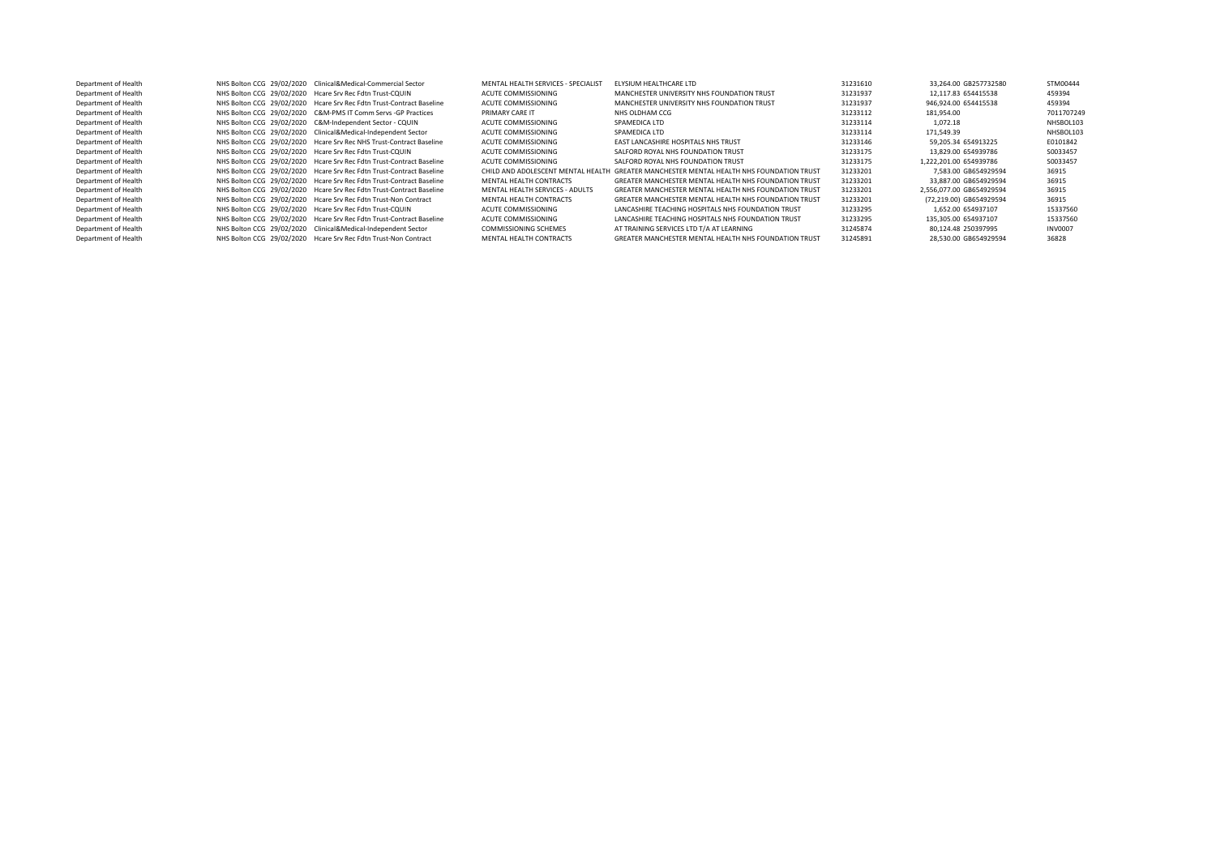| | | | | | | | | | |
|---|---|---|---|---|---|---|---|---|---|
| Department of Health | NHS Bolton CCG | 29/02/2020 | Clinical&Medical-Commercial Sector | MENTAL HEALTH SERVICES - SPECIALIST | ELYSIUM HEALTHCARE LTD | 31231610 | 33,264.00 | GB257732580 | STM00444 |
| Department of Health | NHS Bolton CCG | 29/02/2020 | Hcare Srv Rec Fdtn Trust-CQUIN | ACUTE COMMISSIONING | MANCHESTER UNIVERSITY NHS FOUNDATION TRUST | 31231937 | 12,117.83 | 654415538 | 459394 |
| Department of Health | NHS Bolton CCG | 29/02/2020 | Hcare Srv Rec Fdtn Trust-Contract Baseline | ACUTE COMMISSIONING | MANCHESTER UNIVERSITY NHS FOUNDATION TRUST | 31231937 | 946,924.00 | 654415538 | 459394 |
| Department of Health | NHS Bolton CCG | 29/02/2020 | C&M-PMS IT Comm Servs -GP Practices | PRIMARY CARE IT | NHS OLDHAM CCG | 31233112 | 181,954.00 | | 7011707249 |
| Department of Health | NHS Bolton CCG | 29/02/2020 | C&M-Independent Sector - CQUIN | ACUTE COMMISSIONING | SPAMEDICA LTD | 31233114 | 1,072.18 | | NHSBOL103 |
| Department of Health | NHS Bolton CCG | 29/02/2020 | Clinical&Medical-Independent Sector | ACUTE COMMISSIONING | SPAMEDICA LTD | 31233114 | 171,549.39 | | NHSBOL103 |
| Department of Health | NHS Bolton CCG | 29/02/2020 | Hcare Srv Rec NHS Trust-Contract Baseline | ACUTE COMMISSIONING | EAST LANCASHIRE HOSPITALS NHS TRUST | 31233146 | 59,205.34 | 654913225 | E0101842 |
| Department of Health | NHS Bolton CCG | 29/02/2020 | Hcare Srv Rec Fdtn Trust-CQUIN | ACUTE COMMISSIONING | SALFORD ROYAL NHS FOUNDATION TRUST | 31233175 | 13,829.00 | 654939786 | S0033457 |
| Department of Health | NHS Bolton CCG | 29/02/2020 | Hcare Srv Rec Fdtn Trust-Contract Baseline | ACUTE COMMISSIONING | SALFORD ROYAL NHS FOUNDATION TRUST | 31233175 | 1,222,201.00 | 654939786 | S0033457 |
| Department of Health | NHS Bolton CCG | 29/02/2020 | Hcare Srv Rec Fdtn Trust-Contract Baseline | CHILD AND ADOLESCENT MENTAL HEALTH | GREATER MANCHESTER MENTAL HEALTH NHS FOUNDATION TRUST | 31233201 | 7,583.00 | GB654929594 | 36915 |
| Department of Health | NHS Bolton CCG | 29/02/2020 | Hcare Srv Rec Fdtn Trust-Contract Baseline | MENTAL HEALTH CONTRACTS | GREATER MANCHESTER MENTAL HEALTH NHS FOUNDATION TRUST | 31233201 | 33,887.00 | GB654929594 | 36915 |
| Department of Health | NHS Bolton CCG | 29/02/2020 | Hcare Srv Rec Fdtn Trust-Contract Baseline | MENTAL HEALTH SERVICES - ADULTS | GREATER MANCHESTER MENTAL HEALTH NHS FOUNDATION TRUST | 31233201 | 2,556,077.00 | GB654929594 | 36915 |
| Department of Health | NHS Bolton CCG | 29/02/2020 | Hcare Srv Rec Fdtn Trust-Non Contract | MENTAL HEALTH CONTRACTS | GREATER MANCHESTER MENTAL HEALTH NHS FOUNDATION TRUST | 31233201 | (72,219.00) | GB654929594 | 36915 |
| Department of Health | NHS Bolton CCG | 29/02/2020 | Hcare Srv Rec Fdtn Trust-CQUIN | ACUTE COMMISSIONING | LANCASHIRE TEACHING HOSPITALS NHS FOUNDATION TRUST | 31233295 | 1,652.00 | 654937107 | 15337560 |
| Department of Health | NHS Bolton CCG | 29/02/2020 | Hcare Srv Rec Fdtn Trust-Contract Baseline | ACUTE COMMISSIONING | LANCASHIRE TEACHING HOSPITALS NHS FOUNDATION TRUST | 31233295 | 135,305.00 | 654937107 | 15337560 |
| Department of Health | NHS Bolton CCG | 29/02/2020 | Clinical&Medical-Independent Sector | COMMISSIONING SCHEMES | AT TRAINING SERVICES LTD T/A AT LEARNING | 31245874 | 80,124.48 | 250397995 | INV0007 |
| Department of Health | NHS Bolton CCG | 29/02/2020 | Hcare Srv Rec Fdtn Trust-Non Contract | MENTAL HEALTH CONTRACTS | GREATER MANCHESTER MENTAL HEALTH NHS FOUNDATION TRUST | 31245891 | 28,530.00 | GB654929594 | 36828 |